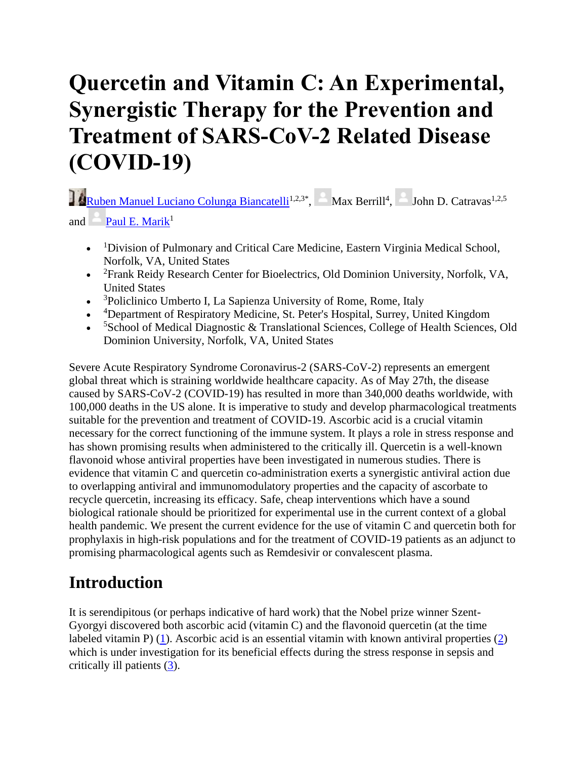# Quercetin and Vitamin C: An Experimental, Synergistic Therapy for the Prevention and Treatment of SARS-CoV-2 Related Disease (COVID-19)

Ruben Manuel Luciano Colunga Biancatelli[1,2,3*], Max Berrill[4], John D. Catravas[1,2,5] and Paul E. Marik[1]

- [1]Division of Pulmonary and Critical Care Medicine, Eastern Virginia Medical School, Norfolk, VA, United States
- [2]Frank Reidy Research Center for Bioelectrics, Old Dominion University, Norfolk, VA, United States
- [3]Policlinico Umberto I, La Sapienza University of Rome, Rome, Italy
- [4]Department of Respiratory Medicine, St. Peter's Hospital, Surrey, United Kingdom
- [5]School of Medical Diagnostic & Translational Sciences, College of Health Sciences, Old Dominion University, Norfolk, VA, United States

Severe Acute Respiratory Syndrome Coronavirus-2 (SARS-CoV-2) represents an emergent global threat which is straining worldwide healthcare capacity. As of May 27th, the disease caused by SARS-CoV-2 (COVID-19) has resulted in more than 340,000 deaths worldwide, with 100,000 deaths in the US alone. It is imperative to study and develop pharmacological treatments suitable for the prevention and treatment of COVID-19. Ascorbic acid is a crucial vitamin necessary for the correct functioning of the immune system. It plays a role in stress response and has shown promising results when administered to the critically ill. Quercetin is a well-known flavonoid whose antiviral properties have been investigated in numerous studies. There is evidence that vitamin C and quercetin co-administration exerts a synergistic antiviral action due to overlapping antiviral and immunomodulatory properties and the capacity of ascorbate to recycle quercetin, increasing its efficacy. Safe, cheap interventions which have a sound biological rationale should be prioritized for experimental use in the current context of a global health pandemic. We present the current evidence for the use of vitamin C and quercetin both for prophylaxis in high-risk populations and for the treatment of COVID-19 patients as an adjunct to promising pharmacological agents such as Remdesivir or convalescent plasma.

## Introduction

It is serendipitous (or perhaps indicative of hard work) that the Nobel prize winner Szent-Gyorgyi discovered both ascorbic acid (vitamin C) and the flavonoid quercetin (at the time labeled vitamin P) (1). Ascorbic acid is an essential vitamin with known antiviral properties (2) which is under investigation for its beneficial effects during the stress response in sepsis and critically ill patients (3).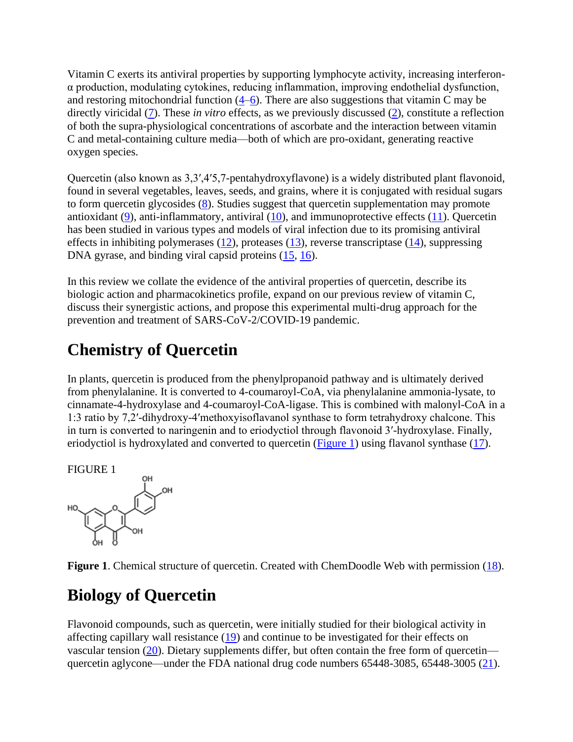Vitamin C exerts its antiviral properties by supporting lymphocyte activity, increasing interferon-α production, modulating cytokines, reducing inflammation, improving endothelial dysfunction, and restoring mitochondrial function (4–6). There are also suggestions that vitamin C may be directly viricidal (7). These *in vitro* effects, as we previously discussed (2), constitute a reflection of both the supra-physiological concentrations of ascorbate and the interaction between vitamin C and metal-containing culture media—both of which are pro-oxidant, generating reactive oxygen species.

Quercetin (also known as 3,3′,4′5,7-pentahydroxyflavone) is a widely distributed plant flavonoid, found in several vegetables, leaves, seeds, and grains, where it is conjugated with residual sugars to form quercetin glycosides (8). Studies suggest that quercetin supplementation may promote antioxidant (9), anti-inflammatory, antiviral (10), and immunoprotective effects (11). Quercetin has been studied in various types and models of viral infection due to its promising antiviral effects in inhibiting polymerases (12), proteases (13), reverse transcriptase (14), suppressing DNA gyrase, and binding viral capsid proteins (15, 16).

In this review we collate the evidence of the antiviral properties of quercetin, describe its biologic action and pharmacokinetics profile, expand on our previous review of vitamin C, discuss their synergistic actions, and propose this experimental multi-drug approach for the prevention and treatment of SARS-CoV-2/COVID-19 pandemic.

# Chemistry of Quercetin

In plants, quercetin is produced from the phenylpropanoid pathway and is ultimately derived from phenylalanine. It is converted to 4-coumaroyl-CoA, via phenylalanine ammonia-lysate, to cinnamate-4-hydroxylase and 4-coumaroyl-CoA-ligase. This is combined with malonyl-CoA in a 1:3 ratio by 7,2′-dihydroxy-4′methoxyisoflavanol synthase to form tetrahydroxy chalcone. This in turn is converted to naringenin and to eriodyctiol through flavonoid 3′-hydroxylase. Finally, eriodyctiol is hydroxylated and converted to quercetin (Figure 1) using flavanol synthase (17).

FIGURE 1

**Figure 1**. Chemical structure of quercetin. Created with ChemDoodle Web with permission (18).

# Biology of Quercetin

Flavonoid compounds, such as quercetin, were initially studied for their biological activity in affecting capillary wall resistance (19) and continue to be investigated for their effects on vascular tension (20). Dietary supplements differ, but often contain the free form of quercetin—quercetin aglycone—under the FDA national drug code numbers 65448-3085, 65448-3005 (21).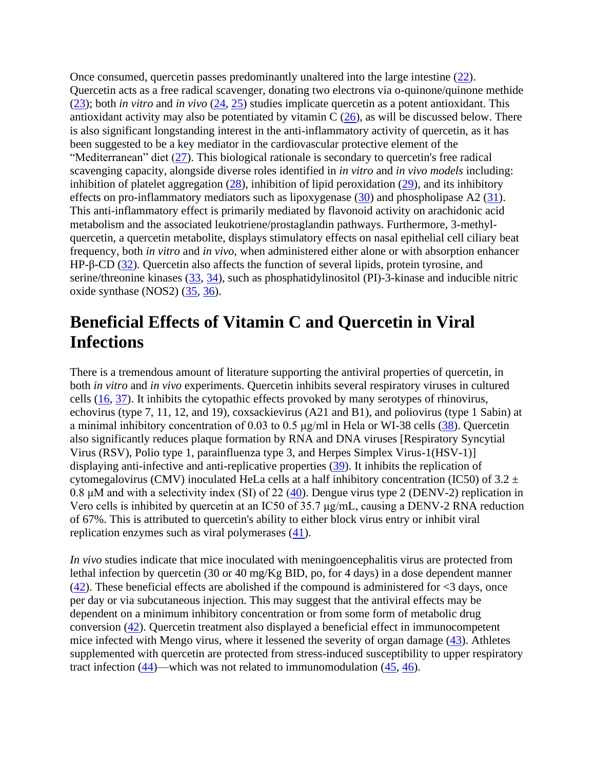Once consumed, quercetin passes predominantly unaltered into the large intestine (22). Quercetin acts as a free radical scavenger, donating two electrons via o-quinone/quinone methide (23); both *in vitro* and *in vivo* (24, 25) studies implicate quercetin as a potent antioxidant. This antioxidant activity may also be potentiated by vitamin C (26), as will be discussed below. There is also significant longstanding interest in the anti-inflammatory activity of quercetin, as it has been suggested to be a key mediator in the cardiovascular protective element of the "Mediterranean" diet (27). This biological rationale is secondary to quercetin's free radical scavenging capacity, alongside diverse roles identified in *in vitro* and *in vivo models* including: inhibition of platelet aggregation (28), inhibition of lipid peroxidation (29), and its inhibitory effects on pro-inflammatory mediators such as lipoxygenase (30) and phospholipase A2 (31). This anti-inflammatory effect is primarily mediated by flavonoid activity on arachidonic acid metabolism and the associated leukotriene/prostaglandin pathways. Furthermore, 3-methyl-quercetin, a quercetin metabolite, displays stimulatory effects on nasal epithelial cell ciliary beat frequency, both *in vitro* and *in vivo*, when administered either alone or with absorption enhancer HP-β-CD (32). Quercetin also affects the function of several lipids, protein tyrosine, and serine/threonine kinases (33, 34), such as phosphatidylinositol (PI)-3-kinase and inducible nitric oxide synthase (NOS2) (35, 36).

## Beneficial Effects of Vitamin C and Quercetin in Viral Infections

There is a tremendous amount of literature supporting the antiviral properties of quercetin, in both *in vitro* and *in vivo* experiments. Quercetin inhibits several respiratory viruses in cultured cells (16, 37). It inhibits the cytopathic effects provoked by many serotypes of rhinovirus, echovirus (type 7, 11, 12, and 19), coxsackievirus (A21 and B1), and poliovirus (type 1 Sabin) at a minimal inhibitory concentration of 0.03 to 0.5 μg/ml in Hela or WI-38 cells (38). Quercetin also significantly reduces plaque formation by RNA and DNA viruses [Respiratory Syncytial Virus (RSV), Polio type 1, parainfluenza type 3, and Herpes Simplex Virus-1(HSV-1)] displaying anti-infective and anti-replicative properties (39). It inhibits the replication of cytomegalovirus (CMV) inoculated HeLa cells at a half inhibitory concentration (IC50) of $3.2 \pm 0.8$ μM and with a selectivity index (SI) of 22 (40). Dengue virus type 2 (DENV-2) replication in Vero cells is inhibited by quercetin at an IC50 of 35.7 μg/mL, causing a DENV-2 RNA reduction of 67%. This is attributed to quercetin's ability to either block virus entry or inhibit viral replication enzymes such as viral polymerases (41).

*In vivo* studies indicate that mice inoculated with meningoencephalitis virus are protected from lethal infection by quercetin (30 or 40 mg/Kg BID, po, for 4 days) in a dose dependent manner (42). These beneficial effects are abolished if the compound is administered for <3 days, once per day or via subcutaneous injection. This may suggest that the antiviral effects may be dependent on a minimum inhibitory concentration or from some form of metabolic drug conversion (42). Quercetin treatment also displayed a beneficial effect in immunocompetent mice infected with Mengo virus, where it lessened the severity of organ damage (43). Athletes supplemented with quercetin are protected from stress-induced susceptibility to upper respiratory tract infection (44)—which was not related to immunomodulation (45, 46).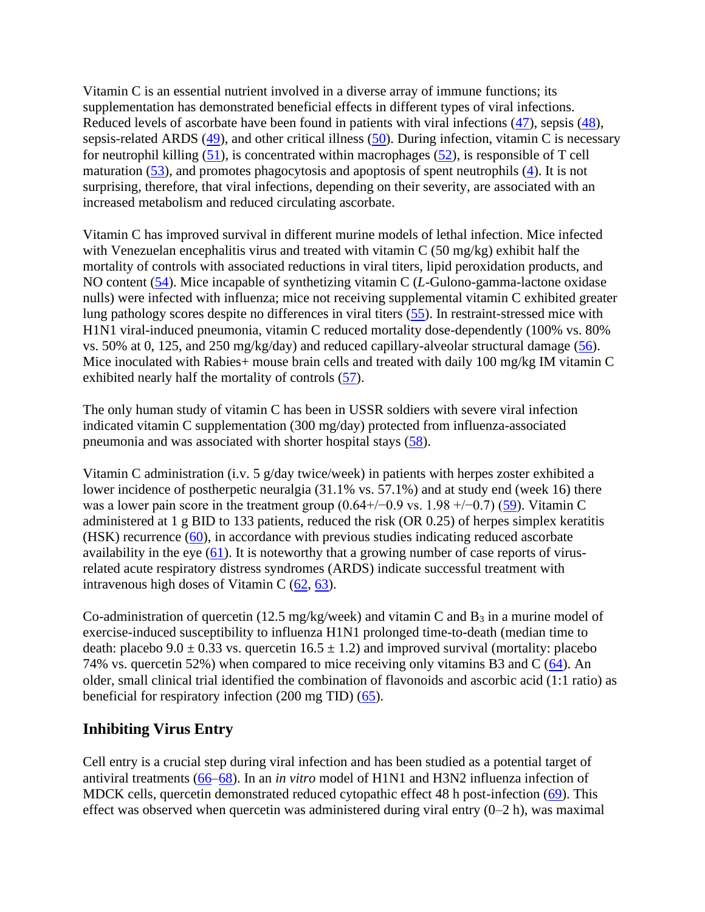Vitamin C is an essential nutrient involved in a diverse array of immune functions; its supplementation has demonstrated beneficial effects in different types of viral infections. Reduced levels of ascorbate have been found in patients with viral infections (47), sepsis (48), sepsis-related ARDS (49), and other critical illness (50). During infection, vitamin C is necessary for neutrophil killing (51), is concentrated within macrophages (52), is responsible of T cell maturation (53), and promotes phagocytosis and apoptosis of spent neutrophils (4). It is not surprising, therefore, that viral infections, depending on their severity, are associated with an increased metabolism and reduced circulating ascorbate.

Vitamin C has improved survival in different murine models of lethal infection. Mice infected with Venezuelan encephalitis virus and treated with vitamin C (50 mg/kg) exhibit half the mortality of controls with associated reductions in viral titers, lipid peroxidation products, and NO content (54). Mice incapable of synthetizing vitamin C (*L*-Gulono-gamma-lactone oxidase nulls) were infected with influenza; mice not receiving supplemental vitamin C exhibited greater lung pathology scores despite no differences in viral titers (55). In restraint-stressed mice with H1N1 viral-induced pneumonia, vitamin C reduced mortality dose-dependently (100% vs. 80% vs. 50% at 0, 125, and 250 mg/kg/day) and reduced capillary-alveolar structural damage (56). Mice inoculated with Rabies+ mouse brain cells and treated with daily 100 mg/kg IM vitamin C exhibited nearly half the mortality of controls (57).

The only human study of vitamin C has been in USSR soldiers with severe viral infection indicated vitamin C supplementation (300 mg/day) protected from influenza-associated pneumonia and was associated with shorter hospital stays (58).

Vitamin C administration (i.v. 5 g/day twice/week) in patients with herpes zoster exhibited a lower incidence of postherpetic neuralgia (31.1% vs. 57.1%) and at study end (week 16) there was a lower pain score in the treatment group (0.64+/−0.9 vs. 1.98 +/−0.7) (59). Vitamin C administered at 1 g BID to 133 patients, reduced the risk (OR 0.25) of herpes simplex keratitis (HSK) recurrence (60), in accordance with previous studies indicating reduced ascorbate availability in the eye (61). It is noteworthy that a growing number of case reports of virus-related acute respiratory distress syndromes (ARDS) indicate successful treatment with intravenous high doses of Vitamin C (62, 63).

Co-administration of quercetin (12.5 mg/kg/week) and vitamin C and $B_3$ in a murine model of exercise-induced susceptibility to influenza H1N1 prolonged time-to-death (median time to death: placebo $9.0 \pm 0.33$ vs. quercetin $16.5 \pm 1.2$) and improved survival (mortality: placebo 74% vs. quercetin 52%) when compared to mice receiving only vitamins B3 and C (64). An older, small clinical trial identified the combination of flavonoids and ascorbic acid (1:1 ratio) as beneficial for respiratory infection (200 mg TID) (65).

## Inhibiting Virus Entry

Cell entry is a crucial step during viral infection and has been studied as a potential target of antiviral treatments (66–68). In an *in vitro* model of H1N1 and H3N2 influenza infection of MDCK cells, quercetin demonstrated reduced cytopathic effect 48 h post-infection (69). This effect was observed when quercetin was administered during viral entry (0–2 h), was maximal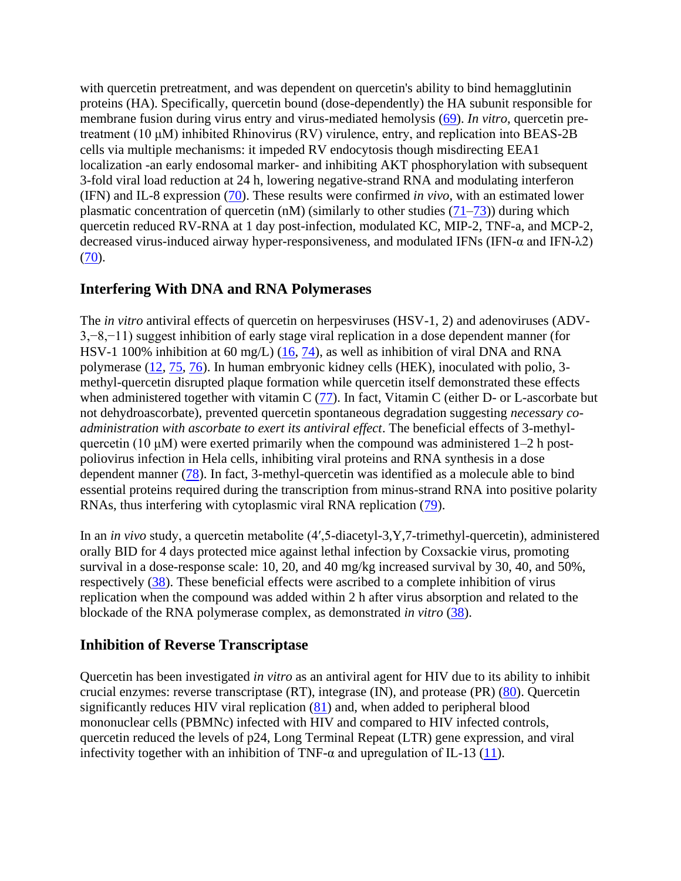with quercetin pretreatment, and was dependent on quercetin's ability to bind hemagglutinin proteins (HA). Specifically, quercetin bound (dose-dependently) the HA subunit responsible for membrane fusion during virus entry and virus-mediated hemolysis (69). *In vitro*, quercetin pre-treatment (10 μM) inhibited Rhinovirus (RV) virulence, entry, and replication into BEAS-2B cells via multiple mechanisms: it impeded RV endocytosis though misdirecting EEA1 localization -an early endosomal marker- and inhibiting AKT phosphorylation with subsequent 3-fold viral load reduction at 24 h, lowering negative-strand RNA and modulating interferon (IFN) and IL-8 expression (70). These results were confirmed *in vivo*, with an estimated lower plasmatic concentration of quercetin (nM) (similarly to other studies (71–73)) during which quercetin reduced RV-RNA at 1 day post-infection, modulated KC, MIP-2, TNF-a, and MCP-2, decreased virus-induced airway hyper-responsiveness, and modulated IFNs (IFN-α and IFN-λ2) (70).

## Interfering With DNA and RNA Polymerases

The *in vitro* antiviral effects of quercetin on herpesviruses (HSV-1, 2) and adenoviruses (ADV-3,−8,−11) suggest inhibition of early stage viral replication in a dose dependent manner (for HSV-1 100% inhibition at 60 mg/L) (16, 74), as well as inhibition of viral DNA and RNA polymerase (12, 75, 76). In human embryonic kidney cells (HEK), inoculated with polio, 3-methyl-quercetin disrupted plaque formation while quercetin itself demonstrated these effects when administered together with vitamin C (77). In fact, Vitamin C (either D- or L-ascorbate but not dehydroascorbate), prevented quercetin spontaneous degradation suggesting *necessary co-administration with ascorbate to exert its antiviral effect*. The beneficial effects of 3-methyl-quercetin (10 μM) were exerted primarily when the compound was administered 1–2 h post-poliovirus infection in Hela cells, inhibiting viral proteins and RNA synthesis in a dose dependent manner (78). In fact, 3-methyl-quercetin was identified as a molecule able to bind essential proteins required during the transcription from minus-strand RNA into positive polarity RNAs, thus interfering with cytoplasmic viral RNA replication (79).

In an *in vivo* study, a quercetin metabolite (4′,5-diacetyl-3,Y,7-trimethyl-quercetin), administered orally BID for 4 days protected mice against lethal infection by Coxsackie virus, promoting survival in a dose-response scale: 10, 20, and 40 mg/kg increased survival by 30, 40, and 50%, respectively (38). These beneficial effects were ascribed to a complete inhibition of virus replication when the compound was added within 2 h after virus absorption and related to the blockade of the RNA polymerase complex, as demonstrated *in vitro* (38).

## Inhibition of Reverse Transcriptase

Quercetin has been investigated *in vitro* as an antiviral agent for HIV due to its ability to inhibit crucial enzymes: reverse transcriptase (RT), integrase (IN), and protease (PR) (80). Quercetin significantly reduces HIV viral replication (81) and, when added to peripheral blood mononuclear cells (PBMNc) infected with HIV and compared to HIV infected controls, quercetin reduced the levels of p24, Long Terminal Repeat (LTR) gene expression, and viral infectivity together with an inhibition of TNF-α and upregulation of IL-13 (11).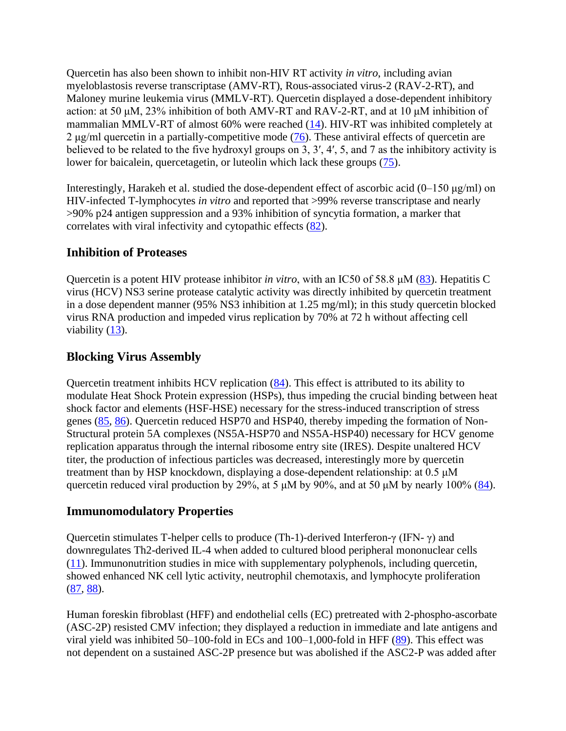Quercetin has also been shown to inhibit non-HIV RT activity *in vitro*, including avian myeloblastosis reverse transcriptase (AMV-RT), Rous-associated virus-2 (RAV-2-RT), and Maloney murine leukemia virus (MMLV-RT). Quercetin displayed a dose-dependent inhibitory action: at 50 μM, 23% inhibition of both AMV-RT and RAV-2-RT, and at 10 μM inhibition of mammalian MMLV-RT of almost 60% were reached (14). HIV-RT was inhibited completely at 2 μg/ml quercetin in a partially-competitive mode (76). These antiviral effects of quercetin are believed to be related to the five hydroxyl groups on 3, 3′, 4′, 5, and 7 as the inhibitory activity is lower for baicalein, quercetagetin, or luteolin which lack these groups (75).

Interestingly, Harakeh et al. studied the dose-dependent effect of ascorbic acid (0–150 μg/ml) on HIV-infected T-lymphocytes *in vitro* and reported that >99% reverse transcriptase and nearly >90% p24 antigen suppression and a 93% inhibition of syncytia formation, a marker that correlates with viral infectivity and cytopathic effects (82).

### Inhibition of Proteases

Quercetin is a potent HIV protease inhibitor *in vitro*, with an IC50 of 58.8 μM (83). Hepatitis C virus (HCV) NS3 serine protease catalytic activity was directly inhibited by quercetin treatment in a dose dependent manner (95% NS3 inhibition at 1.25 mg/ml); in this study quercetin blocked virus RNA production and impeded virus replication by 70% at 72 h without affecting cell viability (13).

### Blocking Virus Assembly

Quercetin treatment inhibits HCV replication (84). This effect is attributed to its ability to modulate Heat Shock Protein expression (HSPs), thus impeding the crucial binding between heat shock factor and elements (HSF-HSE) necessary for the stress-induced transcription of stress genes (85, 86). Quercetin reduced HSP70 and HSP40, thereby impeding the formation of Non-Structural protein 5A complexes (NS5A-HSP70 and NS5A-HSP40) necessary for HCV genome replication apparatus through the internal ribosome entry site (IRES). Despite unaltered HCV titer, the production of infectious particles was decreased, interestingly more by quercetin treatment than by HSP knockdown, displaying a dose-dependent relationship: at 0.5 μM quercetin reduced viral production by 29%, at 5 μM by 90%, and at 50 μM by nearly 100% (84).

### Immunomodulatory Properties

Quercetin stimulates T-helper cells to produce (Th-1)-derived Interferon-γ (IFN- γ) and downregulates Th2-derived IL-4 when added to cultured blood peripheral mononuclear cells (11). Immunonutrition studies in mice with supplementary polyphenols, including quercetin, showed enhanced NK cell lytic activity, neutrophil chemotaxis, and lymphocyte proliferation (87, 88).

Human foreskin fibroblast (HFF) and endothelial cells (EC) pretreated with 2-phospho-ascorbate (ASC-2P) resisted CMV infection; they displayed a reduction in immediate and late antigens and viral yield was inhibited 50–100-fold in ECs and 100–1,000-fold in HFF (89). This effect was not dependent on a sustained ASC-2P presence but was abolished if the ASC2-P was added after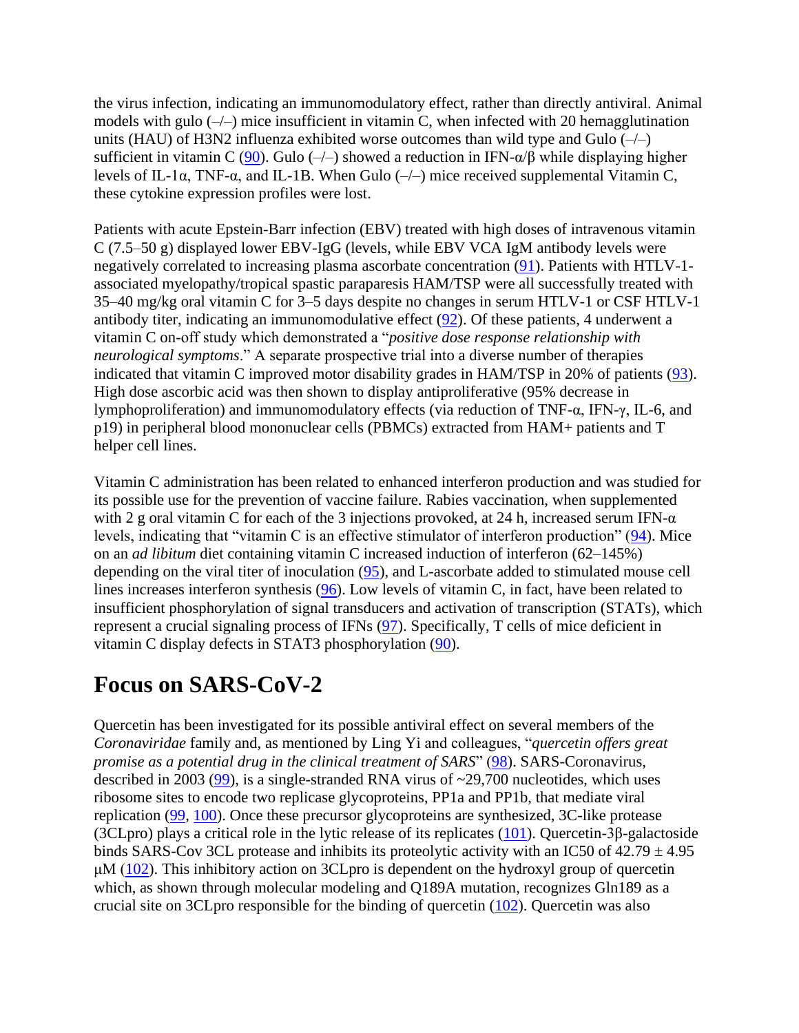the virus infection, indicating an immunomodulatory effect, rather than directly antiviral. Animal models with gulo (–/–) mice insufficient in vitamin C, when infected with 20 hemagglutination units (HAU) of H3N2 influenza exhibited worse outcomes than wild type and Gulo (–/–) sufficient in vitamin C (90). Gulo (–/–) showed a reduction in IFN-α/β while displaying higher levels of IL-1α, TNF-α, and IL-1B. When Gulo (–/–) mice received supplemental Vitamin C, these cytokine expression profiles were lost.

Patients with acute Epstein-Barr infection (EBV) treated with high doses of intravenous vitamin C (7.5–50 g) displayed lower EBV-IgG (levels, while EBV VCA IgM antibody levels were negatively correlated to increasing plasma ascorbate concentration (91). Patients with HTLV-1-associated myelopathy/tropical spastic paraparesis HAM/TSP were all successfully treated with 35–40 mg/kg oral vitamin C for 3–5 days despite no changes in serum HTLV-1 or CSF HTLV-1 antibody titer, indicating an immunomodulative effect (92). Of these patients, 4 underwent a vitamin C on-off study which demonstrated a "*positive dose response relationship with neurological symptoms*." A separate prospective trial into a diverse number of therapies indicated that vitamin C improved motor disability grades in HAM/TSP in 20% of patients (93). High dose ascorbic acid was then shown to display antiproliferative (95% decrease in lymphoproliferation) and immunomodulatory effects (via reduction of TNF-α, IFN-γ, IL-6, and p19) in peripheral blood mononuclear cells (PBMCs) extracted from HAM+ patients and T helper cell lines.

Vitamin C administration has been related to enhanced interferon production and was studied for its possible use for the prevention of vaccine failure. Rabies vaccination, when supplemented with 2 g oral vitamin C for each of the 3 injections provoked, at 24 h, increased serum IFN-α levels, indicating that "vitamin C is an effective stimulator of interferon production" (94). Mice on an *ad libitum* diet containing vitamin C increased induction of interferon (62–145%) depending on the viral titer of inoculation (95), and L-ascorbate added to stimulated mouse cell lines increases interferon synthesis (96). Low levels of vitamin C, in fact, have been related to insufficient phosphorylation of signal transducers and activation of transcription (STATs), which represent a crucial signaling process of IFNs (97). Specifically, T cells of mice deficient in vitamin C display defects in STAT3 phosphorylation (90).

## Focus on SARS-CoV-2

Quercetin has been investigated for its possible antiviral effect on several members of the *Coronaviridae* family and, as mentioned by Ling Yi and colleagues, "*quercetin offers great promise as a potential drug in the clinical treatment of SARS*" (98). SARS-Coronavirus, described in 2003 (99), is a single-stranded RNA virus of ~29,700 nucleotides, which uses ribosome sites to encode two replicase glycoproteins, PP1a and PP1b, that mediate viral replication (99, 100). Once these precursor glycoproteins are synthesized, 3C-like protease (3CLpro) plays a critical role in the lytic release of its replicates (101). Quercetin-3β-galactoside binds SARS-Cov 3CL protease and inhibits its proteolytic activity with an IC50 of 42.79 ± 4.95 μM (102). This inhibitory action on 3CLpro is dependent on the hydroxyl group of quercetin which, as shown through molecular modeling and Q189A mutation, recognizes Gln189 as a crucial site on 3CLpro responsible for the binding of quercetin (102). Quercetin was also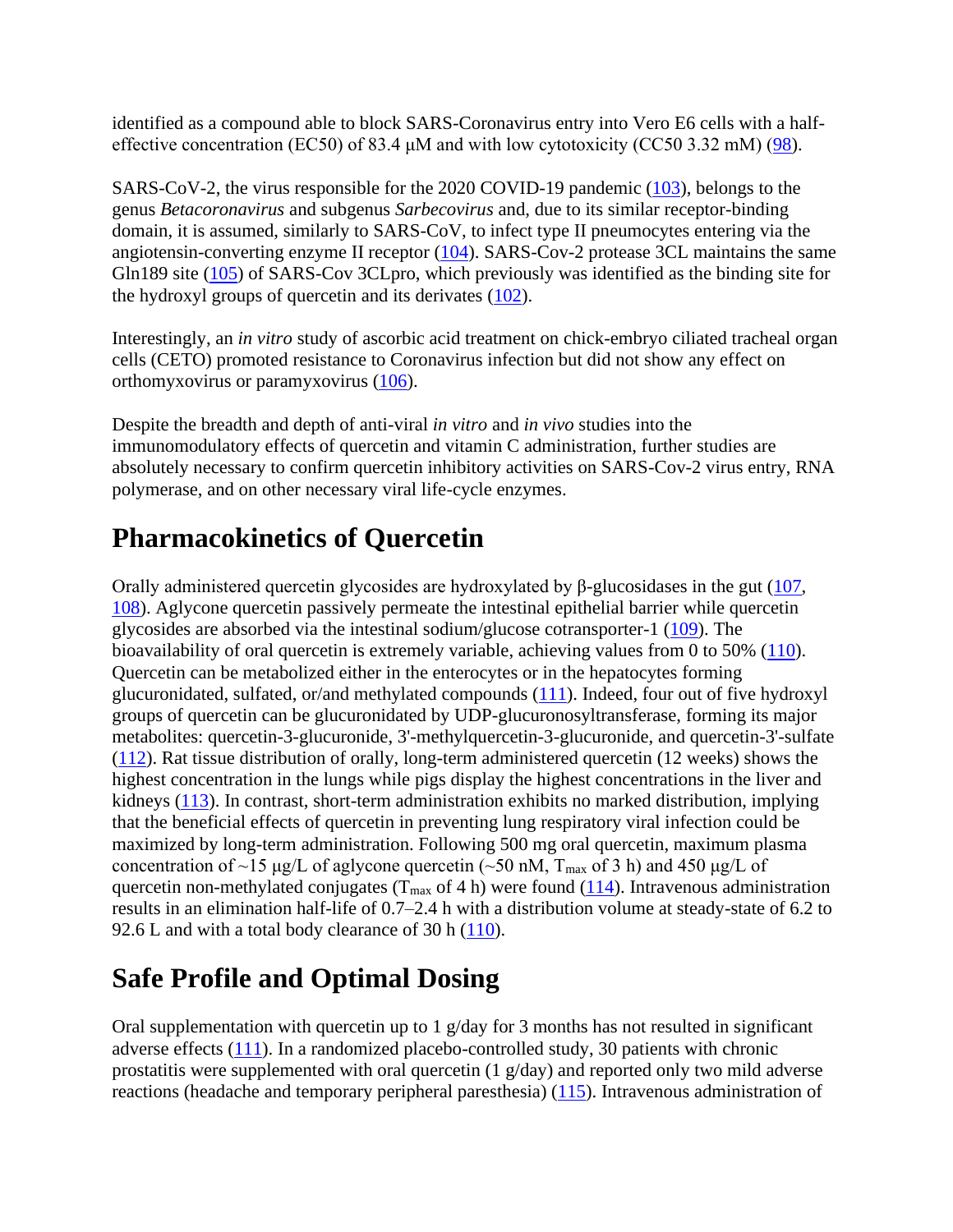identified as a compound able to block SARS-Coronavirus entry into Vero E6 cells with a half-effective concentration (EC50) of 83.4 μM and with low cytotoxicity (CC50 3.32 mM) (98).

SARS-CoV-2, the virus responsible for the 2020 COVID-19 pandemic (103), belongs to the genus *Betacoronavirus* and subgenus *Sarbecovirus* and, due to its similar receptor-binding domain, it is assumed, similarly to SARS-CoV, to infect type II pneumocytes entering via the angiotensin-converting enzyme II receptor (104). SARS-Cov-2 protease 3CL maintains the same Gln189 site (105) of SARS-Cov 3CLpro, which previously was identified as the binding site for the hydroxyl groups of quercetin and its derivates (102).

Interestingly, an *in vitro* study of ascorbic acid treatment on chick-embryo ciliated tracheal organ cells (CETO) promoted resistance to Coronavirus infection but did not show any effect on orthomyxovirus or paramyxovirus (106).

Despite the breadth and depth of anti-viral *in vitro* and *in vivo* studies into the immunomodulatory effects of quercetin and vitamin C administration, further studies are absolutely necessary to confirm quercetin inhibitory activities on SARS-Cov-2 virus entry, RNA polymerase, and on other necessary viral life-cycle enzymes.

## Pharmacokinetics of Quercetin

Orally administered quercetin glycosides are hydroxylated by β-glucosidases in the gut (107, 108). Aglycone quercetin passively permeate the intestinal epithelial barrier while quercetin glycosides are absorbed via the intestinal sodium/glucose cotransporter-1 (109). The bioavailability of oral quercetin is extremely variable, achieving values from 0 to 50% (110). Quercetin can be metabolized either in the enterocytes or in the hepatocytes forming glucuronidated, sulfated, or/and methylated compounds (111). Indeed, four out of five hydroxyl groups of quercetin can be glucuronidated by UDP-glucuronosyltransferase, forming its major metabolites: quercetin-3-glucuronide, 3'-methylquercetin-3-glucuronide, and quercetin-3'-sulfate (112). Rat tissue distribution of orally, long-term administered quercetin (12 weeks) shows the highest concentration in the lungs while pigs display the highest concentrations in the liver and kidneys (113). In contrast, short-term administration exhibits no marked distribution, implying that the beneficial effects of quercetin in preventing lung respiratory viral infection could be maximized by long-term administration. Following 500 mg oral quercetin, maximum plasma concentration of ~15 μg/L of aglycone quercetin (~50 nM, $T_{max}$ of 3 h) and 450 μg/L of quercetin non-methylated conjugates ($T_{max}$ of 4 h) were found (114). Intravenous administration results in an elimination half-life of 0.7–2.4 h with a distribution volume at steady-state of 6.2 to 92.6 L and with a total body clearance of 30 h (110).

## Safe Profile and Optimal Dosing

Oral supplementation with quercetin up to 1 g/day for 3 months has not resulted in significant adverse effects (111). In a randomized placebo-controlled study, 30 patients with chronic prostatitis were supplemented with oral quercetin (1 g/day) and reported only two mild adverse reactions (headache and temporary peripheral paresthesia) (115). Intravenous administration of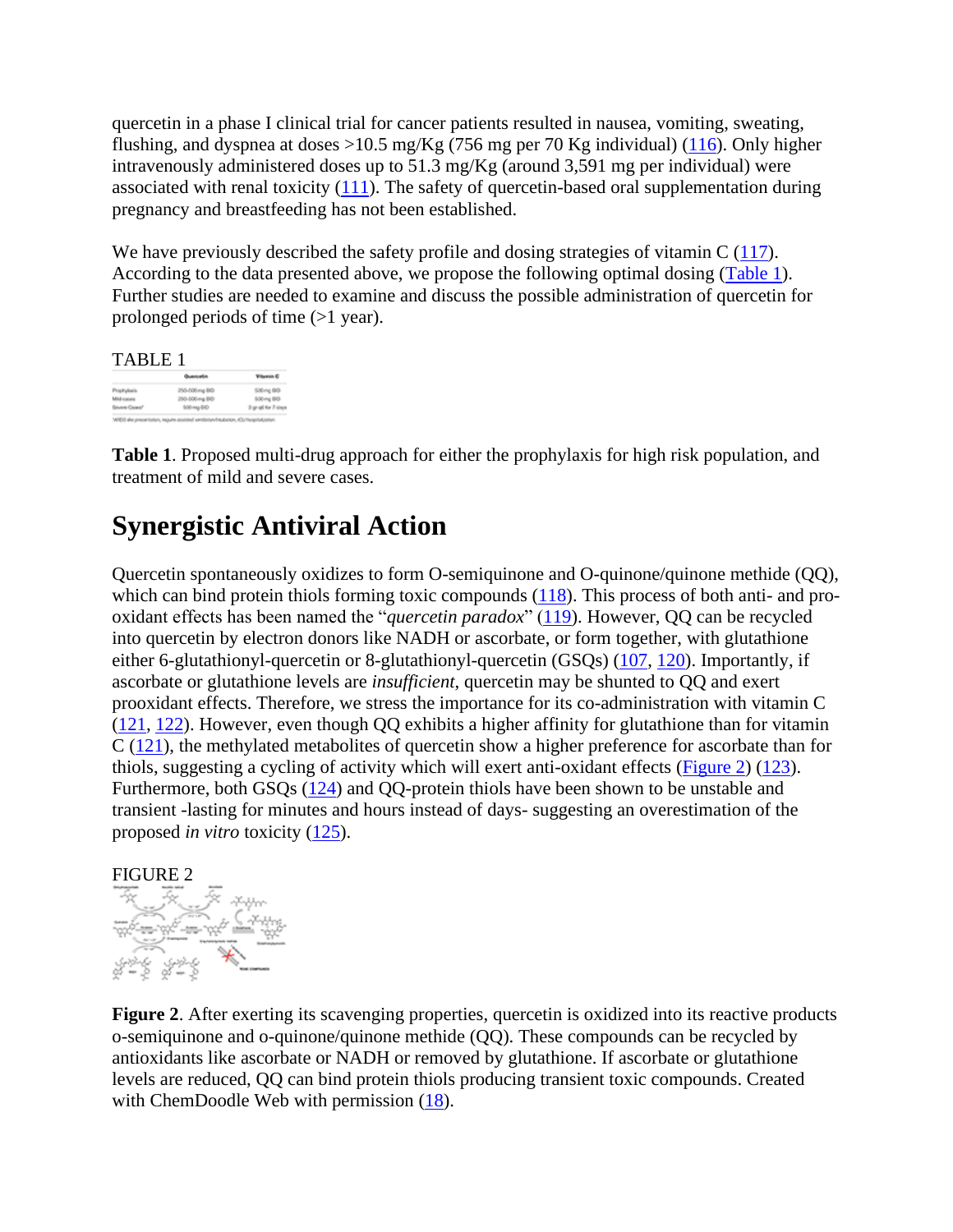quercetin in a phase I clinical trial for cancer patients resulted in nausea, vomiting, sweating, flushing, and dyspnea at doses >10.5 mg/Kg (756 mg per 70 Kg individual) (116). Only higher intravenously administered doses up to 51.3 mg/Kg (around 3,591 mg per individual) were associated with renal toxicity (111). The safety of quercetin-based oral supplementation during pregnancy and breastfeeding has not been established.

We have previously described the safety profile and dosing strategies of vitamin C (117). According to the data presented above, we propose the following optimal dosing (Table 1). Further studies are needed to examine and discuss the possible administration of quercetin for prolonged periods of time (>1 year).

TABLE 1

| | Quercetin | Vitamin C |
|---|---|---|
| Prophylaxis | 250-500 mg BID | 500 mg BID |
| Mild cases | 250-500 mg BID | 500 mg BID |
| Severe Cases* | 500 mg BID | 3 gr q6 for 7 days |

*WHO site presentation, require assisted ventilation/intubation, ICU/hospitalization

**Table 1**. Proposed multi-drug approach for either the prophylaxis for high risk population, and treatment of mild and severe cases.

## Synergistic Antiviral Action

Quercetin spontaneously oxidizes to form O-semiquinone and O-quinone/quinone methide (QQ), which can bind protein thiols forming toxic compounds (118). This process of both anti- and pro-oxidant effects has been named the "*quercetin paradox*" (119). However, QQ can be recycled into quercetin by electron donors like NADH or ascorbate, or form together, with glutathione either 6-glutathionyl-quercetin or 8-glutathionyl-quercetin (GSQs) (107, 120). Importantly, if ascorbate or glutathione levels are *insufficient*, quercetin may be shunted to QQ and exert prooxidant effects. Therefore, we stress the importance for its co-administration with vitamin C (121, 122). However, even though QQ exhibits a higher affinity for glutathione than for vitamin C (121), the methylated metabolites of quercetin show a higher preference for ascorbate than for thiols, suggesting a cycling of activity which will exert anti-oxidant effects (Figure 2) (123). Furthermore, both GSQs (124) and QQ-protein thiols have been shown to be unstable and transient -lasting for minutes and hours instead of days- suggesting an overestimation of the proposed *in vitro* toxicity (125).

FIGURE 2

**Figure 2**. After exerting its scavenging properties, quercetin is oxidized into its reactive products o-semiquinone and o-quinone/quinone methide (QQ). These compounds can be recycled by antioxidants like ascorbate or NADH or removed by glutathione. If ascorbate or glutathione levels are reduced, QQ can bind protein thiols producing transient toxic compounds. Created with ChemDoodle Web with permission (18).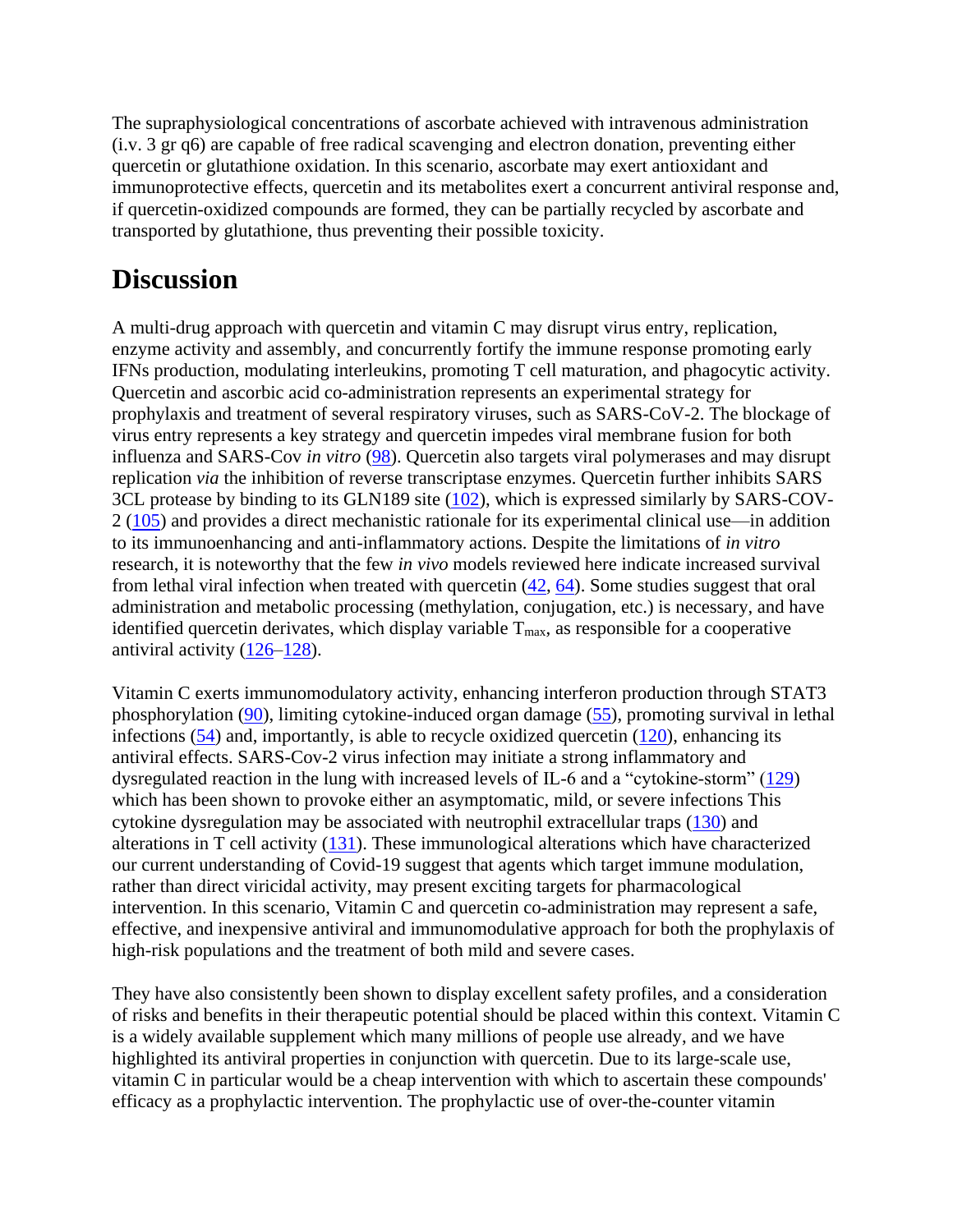The supraphysiological concentrations of ascorbate achieved with intravenous administration (i.v. 3 gr q6) are capable of free radical scavenging and electron donation, preventing either quercetin or glutathione oxidation. In this scenario, ascorbate may exert antioxidant and immunoprotective effects, quercetin and its metabolites exert a concurrent antiviral response and, if quercetin-oxidized compounds are formed, they can be partially recycled by ascorbate and transported by glutathione, thus preventing their possible toxicity.

## Discussion

A multi-drug approach with quercetin and vitamin C may disrupt virus entry, replication, enzyme activity and assembly, and concurrently fortify the immune response promoting early IFNs production, modulating interleukins, promoting T cell maturation, and phagocytic activity. Quercetin and ascorbic acid co-administration represents an experimental strategy for prophylaxis and treatment of several respiratory viruses, such as SARS-CoV-2. The blockage of virus entry represents a key strategy and quercetin impedes viral membrane fusion for both influenza and SARS-Cov *in vitro* (98). Quercetin also targets viral polymerases and may disrupt replication *via* the inhibition of reverse transcriptase enzymes. Quercetin further inhibits SARS 3CL protease by binding to its GLN189 site (102), which is expressed similarly by SARS-COV-2 (105) and provides a direct mechanistic rationale for its experimental clinical use—in addition to its immunoenhancing and anti-inflammatory actions. Despite the limitations of *in vitro* research, it is noteworthy that the few *in vivo* models reviewed here indicate increased survival from lethal viral infection when treated with quercetin (42, 64). Some studies suggest that oral administration and metabolic processing (methylation, conjugation, etc.) is necessary, and have identified quercetin derivates, which display variable $T_{max}$, as responsible for a cooperative antiviral activity (126–128).

Vitamin C exerts immunomodulatory activity, enhancing interferon production through STAT3 phosphorylation (90), limiting cytokine-induced organ damage (55), promoting survival in lethal infections (54) and, importantly, is able to recycle oxidized quercetin (120), enhancing its antiviral effects. SARS-Cov-2 virus infection may initiate a strong inflammatory and dysregulated reaction in the lung with increased levels of IL-6 and a "cytokine-storm" (129) which has been shown to provoke either an asymptomatic, mild, or severe infections This cytokine dysregulation may be associated with neutrophil extracellular traps (130) and alterations in T cell activity (131). These immunological alterations which have characterized our current understanding of Covid-19 suggest that agents which target immune modulation, rather than direct viricidal activity, may present exciting targets for pharmacological intervention. In this scenario, Vitamin C and quercetin co-administration may represent a safe, effective, and inexpensive antiviral and immunomodulative approach for both the prophylaxis of high-risk populations and the treatment of both mild and severe cases.

They have also consistently been shown to display excellent safety profiles, and a consideration of risks and benefits in their therapeutic potential should be placed within this context. Vitamin C is a widely available supplement which many millions of people use already, and we have highlighted its antiviral properties in conjunction with quercetin. Due to its large-scale use, vitamin C in particular would be a cheap intervention with which to ascertain these compounds' efficacy as a prophylactic intervention. The prophylactic use of over-the-counter vitamin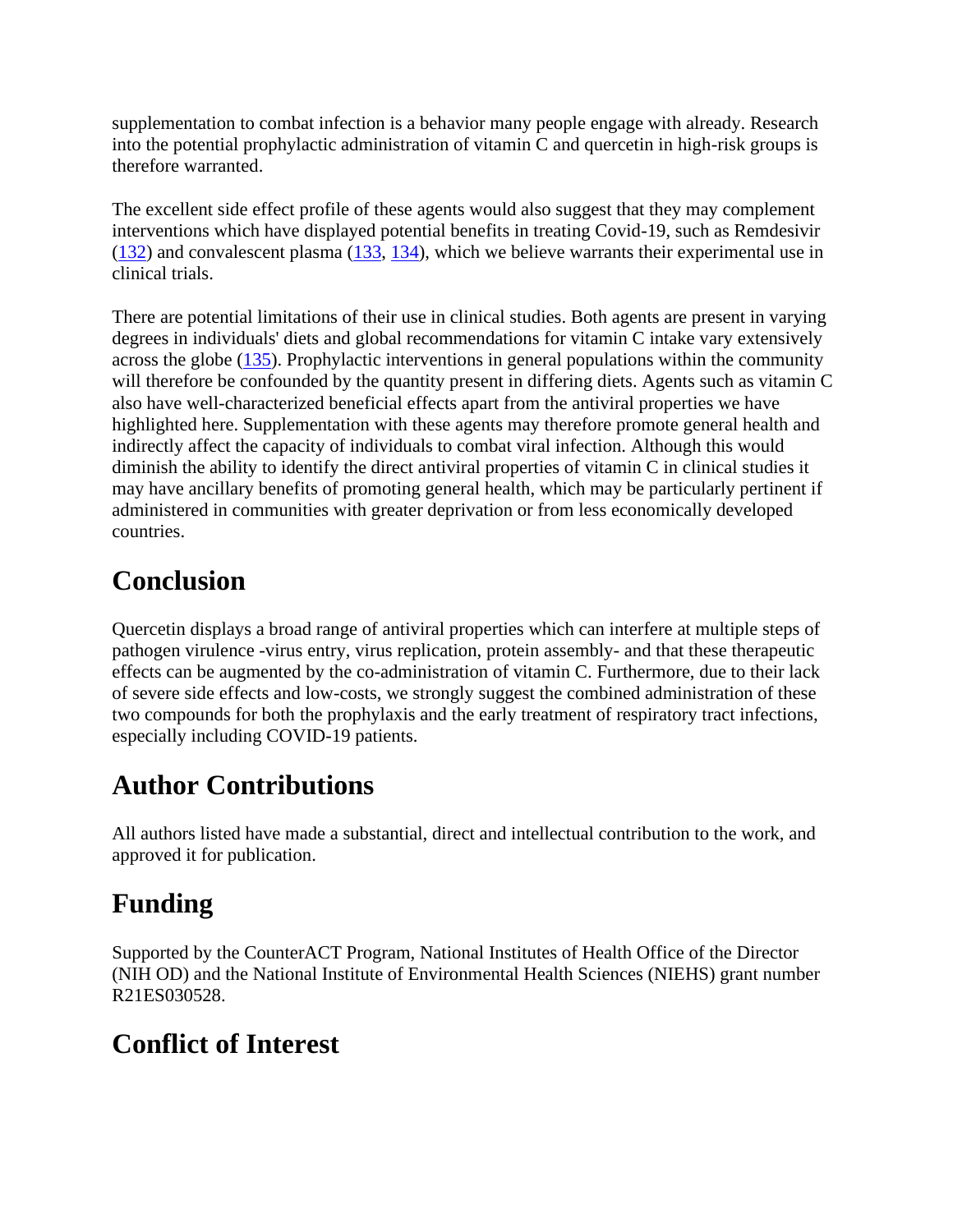supplementation to combat infection is a behavior many people engage with already. Research into the potential prophylactic administration of vitamin C and quercetin in high-risk groups is therefore warranted.

The excellent side effect profile of these agents would also suggest that they may complement interventions which have displayed potential benefits in treating Covid-19, such as Remdesivir (132) and convalescent plasma (133, 134), which we believe warrants their experimental use in clinical trials.

There are potential limitations of their use in clinical studies. Both agents are present in varying degrees in individuals' diets and global recommendations for vitamin C intake vary extensively across the globe (135). Prophylactic interventions in general populations within the community will therefore be confounded by the quantity present in differing diets. Agents such as vitamin C also have well-characterized beneficial effects apart from the antiviral properties we have highlighted here. Supplementation with these agents may therefore promote general health and indirectly affect the capacity of individuals to combat viral infection. Although this would diminish the ability to identify the direct antiviral properties of vitamin C in clinical studies it may have ancillary benefits of promoting general health, which may be particularly pertinent if administered in communities with greater deprivation or from less economically developed countries.

## Conclusion

Quercetin displays a broad range of antiviral properties which can interfere at multiple steps of pathogen virulence -virus entry, virus replication, protein assembly- and that these therapeutic effects can be augmented by the co-administration of vitamin C. Furthermore, due to their lack of severe side effects and low-costs, we strongly suggest the combined administration of these two compounds for both the prophylaxis and the early treatment of respiratory tract infections, especially including COVID-19 patients.

## Author Contributions

All authors listed have made a substantial, direct and intellectual contribution to the work, and approved it for publication.

## Funding

Supported by the CounterACT Program, National Institutes of Health Office of the Director (NIH OD) and the National Institute of Environmental Health Sciences (NIEHS) grant number R21ES030528.

## Conflict of Interest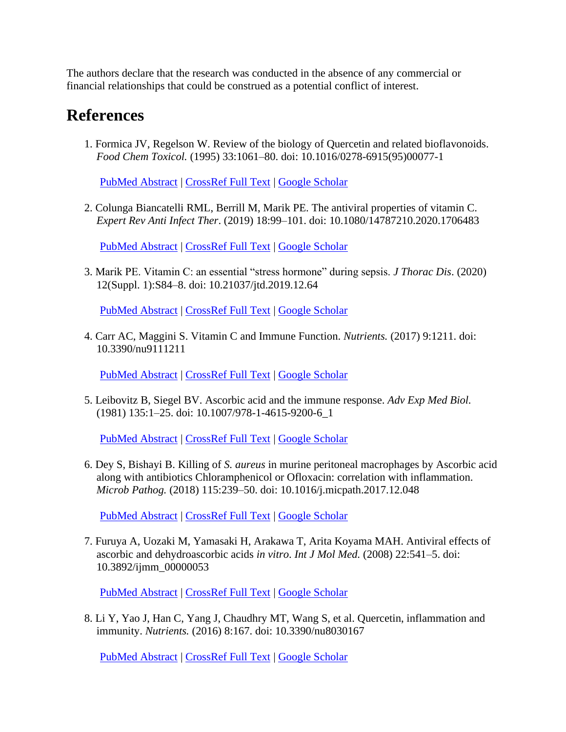The authors declare that the research was conducted in the absence of any commercial or financial relationships that could be construed as a potential conflict of interest.

## References

1. Formica JV, Regelson W. Review of the biology of Quercetin and related bioflavonoids. *Food Chem Toxicol.* (1995) 33:1061–80. doi: 10.1016/0278-6915(95)00077-1

   PubMed Abstract | CrossRef Full Text | Google Scholar

2. Colunga Biancatelli RML, Berrill M, Marik PE. The antiviral properties of vitamin C. *Expert Rev Anti Infect Ther*. (2019) 18:99–101. doi: 10.1080/14787210.2020.1706483

   PubMed Abstract | CrossRef Full Text | Google Scholar

3. Marik PE. Vitamin C: an essential “stress hormone” during sepsis. *J Thorac Dis*. (2020) 12(Suppl. 1):S84–8. doi: 10.21037/jtd.2019.12.64

   PubMed Abstract | CrossRef Full Text | Google Scholar

4. Carr AC, Maggini S. Vitamin C and Immune Function. *Nutrients.* (2017) 9:1211. doi: 10.3390/nu9111211

   PubMed Abstract | CrossRef Full Text | Google Scholar

5. Leibovitz B, Siegel BV. Ascorbic acid and the immune response. *Adv Exp Med Biol.* (1981) 135:1–25. doi: 10.1007/978-1-4615-9200-6_1

   PubMed Abstract | CrossRef Full Text | Google Scholar

6. Dey S, Bishayi B. Killing of *S. aureus* in murine peritoneal macrophages by Ascorbic acid along with antibiotics Chloramphenicol or Ofloxacin: correlation with inflammation. *Microb Pathog.* (2018) 115:239–50. doi: 10.1016/j.micpath.2017.12.048

   PubMed Abstract | CrossRef Full Text | Google Scholar

7. Furuya A, Uozaki M, Yamasaki H, Arakawa T, Arita Koyama MAH. Antiviral effects of ascorbic and dehydroascorbic acids *in vitro*. *Int J Mol Med.* (2008) 22:541–5. doi: 10.3892/ijmm_00000053

   PubMed Abstract | CrossRef Full Text | Google Scholar

8. Li Y, Yao J, Han C, Yang J, Chaudhry MT, Wang S, et al. Quercetin, inflammation and immunity. *Nutrients.* (2016) 8:167. doi: 10.3390/nu8030167

   PubMed Abstract | CrossRef Full Text | Google Scholar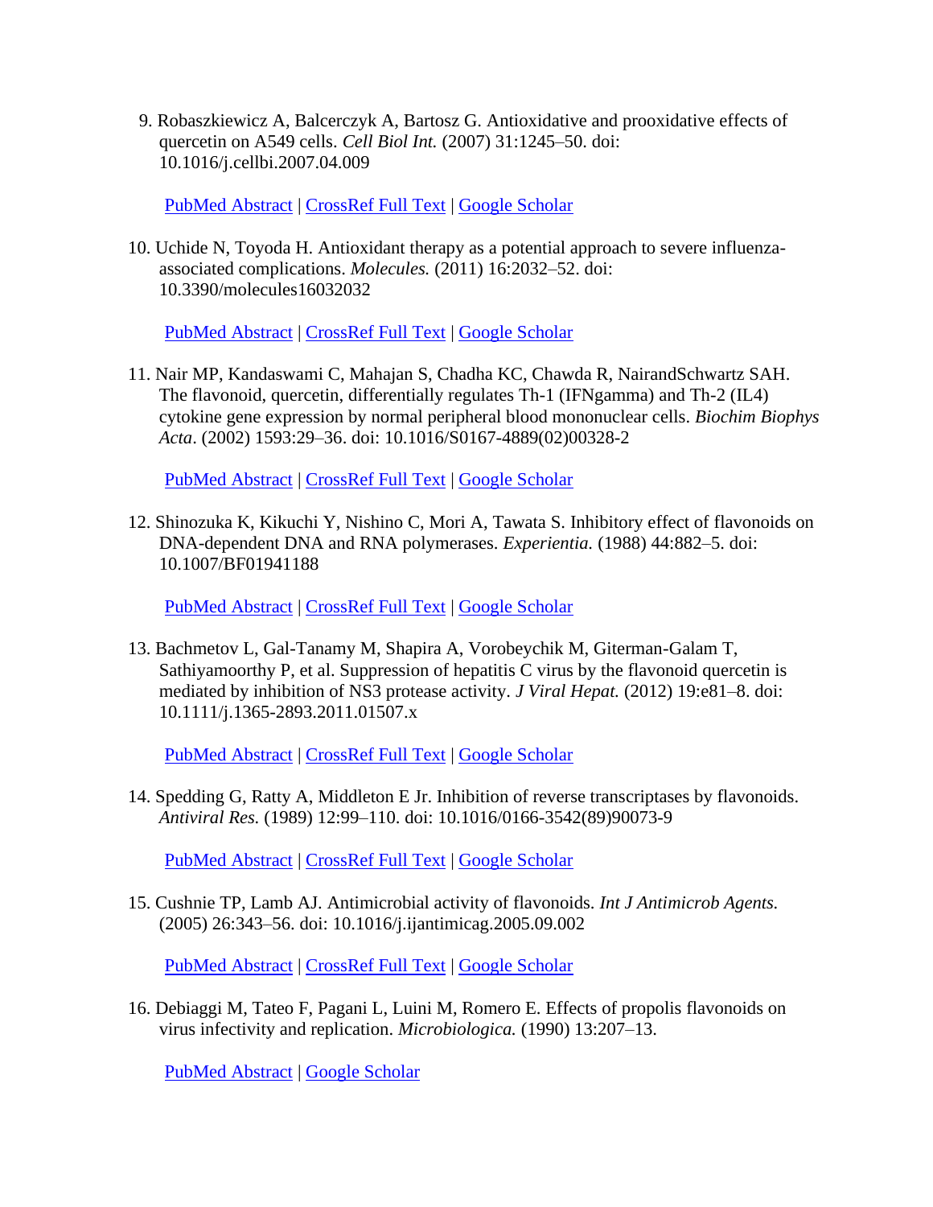9. Robaszkiewicz A, Balcerczyk A, Bartosz G. Antioxidative and prooxidative effects of quercetin on A549 cells. *Cell Biol Int.* (2007) 31:1245–50. doi: 10.1016/j.cellbi.2007.04.009

   PubMed Abstract | CrossRef Full Text | Google Scholar

10. Uchide N, Toyoda H. Antioxidant therapy as a potential approach to severe influenza-associated complications. *Molecules.* (2011) 16:2032–52. doi: 10.3390/molecules16032032

    PubMed Abstract | CrossRef Full Text | Google Scholar

11. Nair MP, Kandaswami C, Mahajan S, Chadha KC, Chawda R, NairandSchwartz SAH. The flavonoid, quercetin, differentially regulates Th-1 (IFNgamma) and Th-2 (IL4) cytokine gene expression by normal peripheral blood mononuclear cells. *Biochim Biophys Acta*. (2002) 1593:29–36. doi: 10.1016/S0167-4889(02)00328-2

    PubMed Abstract | CrossRef Full Text | Google Scholar

12. Shinozuka K, Kikuchi Y, Nishino C, Mori A, Tawata S. Inhibitory effect of flavonoids on DNA-dependent DNA and RNA polymerases. *Experientia.* (1988) 44:882–5. doi: 10.1007/BF01941188

    PubMed Abstract | CrossRef Full Text | Google Scholar

13. Bachmetov L, Gal-Tanamy M, Shapira A, Vorobeychik M, Giterman-Galam T, Sathiyamoorthy P, et al. Suppression of hepatitis C virus by the flavonoid quercetin is mediated by inhibition of NS3 protease activity. *J Viral Hepat.* (2012) 19:e81–8. doi: 10.1111/j.1365-2893.2011.01507.x

    PubMed Abstract | CrossRef Full Text | Google Scholar

14. Spedding G, Ratty A, Middleton E Jr. Inhibition of reverse transcriptases by flavonoids. *Antiviral Res.* (1989) 12:99–110. doi: 10.1016/0166-3542(89)90073-9

    PubMed Abstract | CrossRef Full Text | Google Scholar

15. Cushnie TP, Lamb AJ. Antimicrobial activity of flavonoids. *Int J Antimicrob Agents.* (2005) 26:343–56. doi: 10.1016/j.ijantimicag.2005.09.002

    PubMed Abstract | CrossRef Full Text | Google Scholar

16. Debiaggi M, Tateo F, Pagani L, Luini M, Romero E. Effects of propolis flavonoids on virus infectivity and replication. *Microbiologica.* (1990) 13:207–13.

    PubMed Abstract | Google Scholar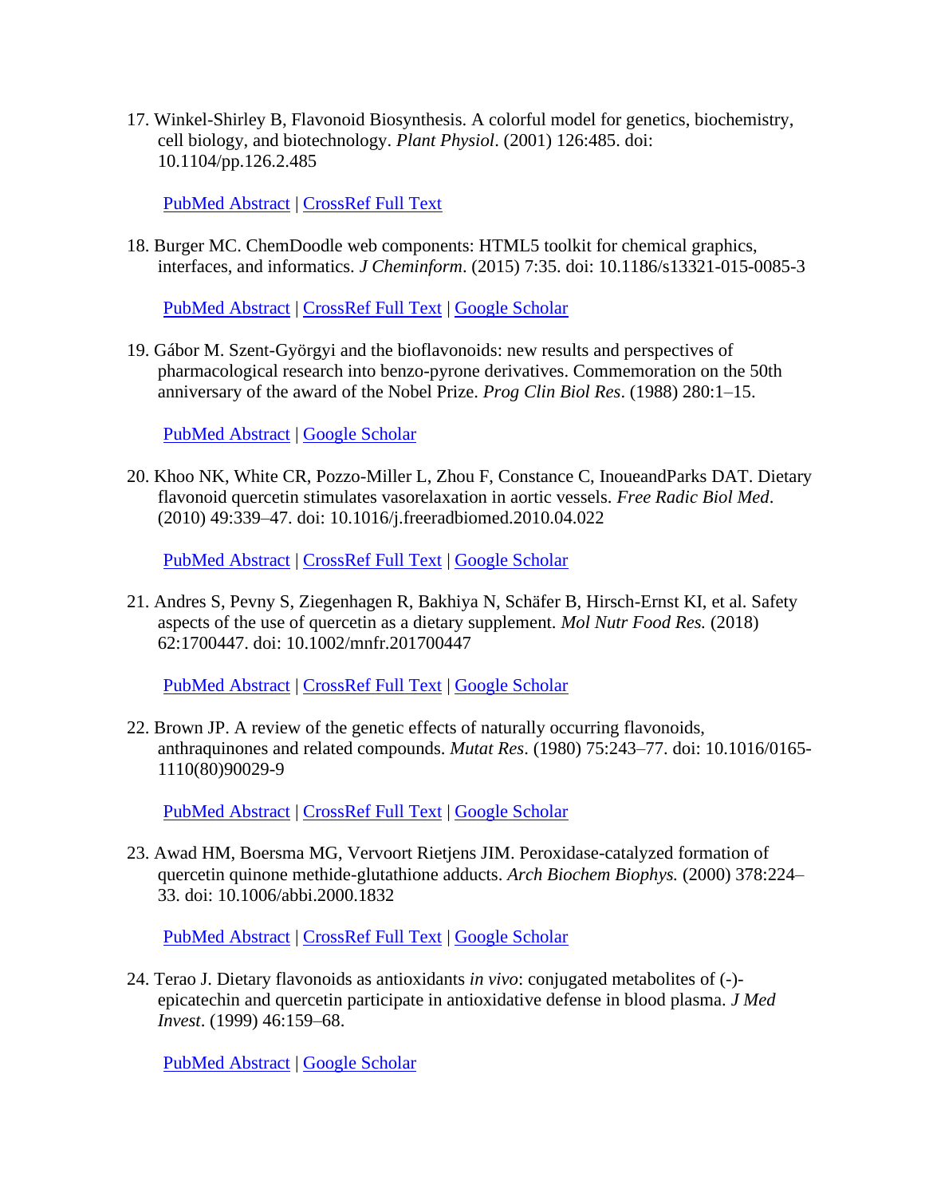17. Winkel-Shirley B, Flavonoid Biosynthesis. A colorful model for genetics, biochemistry, cell biology, and biotechnology. *Plant Physiol*. (2001) 126:485. doi: 10.1104/pp.126.2.485

    PubMed Abstract | CrossRef Full Text

18. Burger MC. ChemDoodle web components: HTML5 toolkit for chemical graphics, interfaces, and informatics. *J Cheminform*. (2015) 7:35. doi: 10.1186/s13321-015-0085-3

    PubMed Abstract | CrossRef Full Text | Google Scholar

19. Gábor M. Szent-Györgyi and the bioflavonoids: new results and perspectives of pharmacological research into benzo-pyrone derivatives. Commemoration on the 50th anniversary of the award of the Nobel Prize. *Prog Clin Biol Res*. (1988) 280:1–15.

    PubMed Abstract | Google Scholar

20. Khoo NK, White CR, Pozzo-Miller L, Zhou F, Constance C, InoueandParks DAT. Dietary flavonoid quercetin stimulates vasorelaxation in aortic vessels. *Free Radic Biol Med*. (2010) 49:339–47. doi: 10.1016/j.freeradbiomed.2010.04.022

    PubMed Abstract | CrossRef Full Text | Google Scholar

21. Andres S, Pevny S, Ziegenhagen R, Bakhiya N, Schäfer B, Hirsch-Ernst KI, et al. Safety aspects of the use of quercetin as a dietary supplement. *Mol Nutr Food Res.* (2018) 62:1700447. doi: 10.1002/mnfr.201700447

    PubMed Abstract | CrossRef Full Text | Google Scholar

22. Brown JP. A review of the genetic effects of naturally occurring flavonoids, anthraquinones and related compounds. *Mutat Res*. (1980) 75:243–77. doi: 10.1016/0165-1110(80)90029-9

    PubMed Abstract | CrossRef Full Text | Google Scholar

23. Awad HM, Boersma MG, Vervoort Rietjens JIM. Peroxidase-catalyzed formation of quercetin quinone methide-glutathione adducts. *Arch Biochem Biophys.* (2000) 378:224–33. doi: 10.1006/abbi.2000.1832

    PubMed Abstract | CrossRef Full Text | Google Scholar

24. Terao J. Dietary flavonoids as antioxidants *in vivo*: conjugated metabolites of (-)-epicatechin and quercetin participate in antioxidative defense in blood plasma. *J Med Invest*. (1999) 46:159–68.

    PubMed Abstract | Google Scholar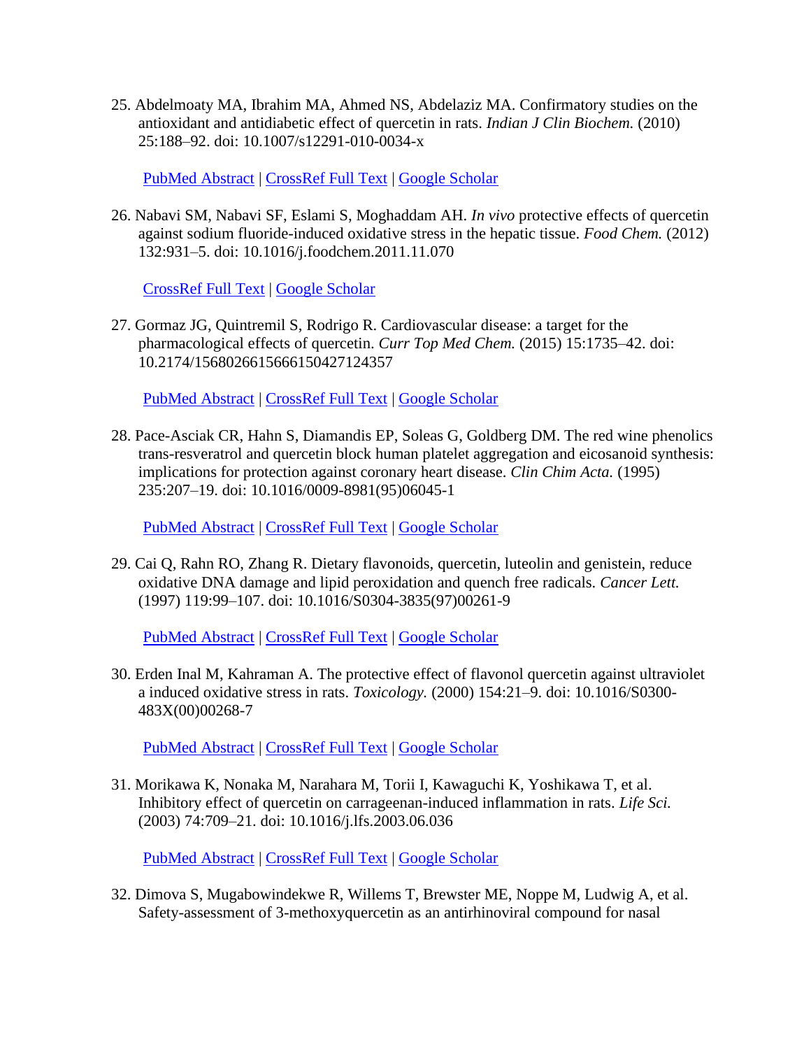25. Abdelmoaty MA, Ibrahim MA, Ahmed NS, Abdelaziz MA. Confirmatory studies on the antioxidant and antidiabetic effect of quercetin in rats. *Indian J Clin Biochem.* (2010) 25:188–92. doi: 10.1007/s12291-010-0034-x

    PubMed Abstract | CrossRef Full Text | Google Scholar

26. Nabavi SM, Nabavi SF, Eslami S, Moghaddam AH. *In vivo* protective effects of quercetin against sodium fluoride-induced oxidative stress in the hepatic tissue. *Food Chem.* (2012) 132:931–5. doi: 10.1016/j.foodchem.2011.11.070

    CrossRef Full Text | Google Scholar

27. Gormaz JG, Quintremil S, Rodrigo R. Cardiovascular disease: a target for the pharmacological effects of quercetin. *Curr Top Med Chem.* (2015) 15:1735–42. doi: 10.2174/1568026615666150427124357

    PubMed Abstract | CrossRef Full Text | Google Scholar

28. Pace-Asciak CR, Hahn S, Diamandis EP, Soleas G, Goldberg DM. The red wine phenolics trans-resveratrol and quercetin block human platelet aggregation and eicosanoid synthesis: implications for protection against coronary heart disease. *Clin Chim Acta.* (1995) 235:207–19. doi: 10.1016/0009-8981(95)06045-1

    PubMed Abstract | CrossRef Full Text | Google Scholar

29. Cai Q, Rahn RO, Zhang R. Dietary flavonoids, quercetin, luteolin and genistein, reduce oxidative DNA damage and lipid peroxidation and quench free radicals. *Cancer Lett.* (1997) 119:99–107. doi: 10.1016/S0304-3835(97)00261-9

    PubMed Abstract | CrossRef Full Text | Google Scholar

30. Erden Inal M, Kahraman A. The protective effect of flavonol quercetin against ultraviolet a induced oxidative stress in rats. *Toxicology.* (2000) 154:21–9. doi: 10.1016/S0300-483X(00)00268-7

    PubMed Abstract | CrossRef Full Text | Google Scholar

31. Morikawa K, Nonaka M, Narahara M, Torii I, Kawaguchi K, Yoshikawa T, et al. Inhibitory effect of quercetin on carrageenan-induced inflammation in rats. *Life Sci.* (2003) 74:709–21. doi: 10.1016/j.lfs.2003.06.036

    PubMed Abstract | CrossRef Full Text | Google Scholar

32. Dimova S, Mugabowindekwe R, Willems T, Brewster ME, Noppe M, Ludwig A, et al. Safety-assessment of 3-methoxyquercetin as an antirhinoviral compound for nasal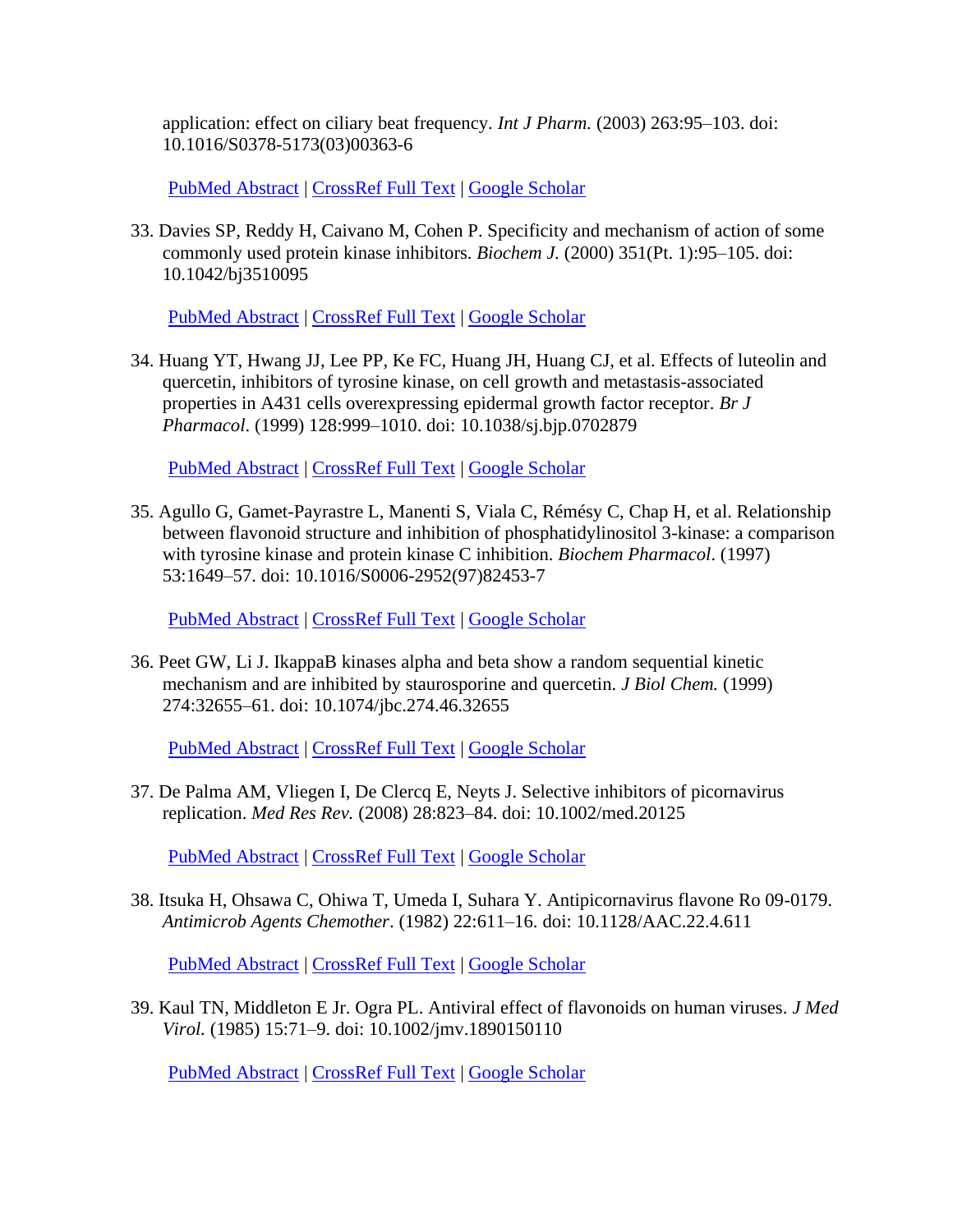application: effect on ciliary beat frequency. *Int J Pharm.* (2003) 263:95–103. doi: 10.1016/S0378-5173(03)00363-6

PubMed Abstract | CrossRef Full Text | Google Scholar

33. Davies SP, Reddy H, Caivano M, Cohen P. Specificity and mechanism of action of some commonly used protein kinase inhibitors. *Biochem J.* (2000) 351(Pt. 1):95–105. doi: 10.1042/bj3510095

    PubMed Abstract | CrossRef Full Text | Google Scholar

34. Huang YT, Hwang JJ, Lee PP, Ke FC, Huang JH, Huang CJ, et al. Effects of luteolin and quercetin, inhibitors of tyrosine kinase, on cell growth and metastasis-associated properties in A431 cells overexpressing epidermal growth factor receptor. *Br J Pharmacol*. (1999) 128:999–1010. doi: 10.1038/sj.bjp.0702879

    PubMed Abstract | CrossRef Full Text | Google Scholar

35. Agullo G, Gamet-Payrastre L, Manenti S, Viala C, Rémésy C, Chap H, et al. Relationship between flavonoid structure and inhibition of phosphatidylinositol 3-kinase: a comparison with tyrosine kinase and protein kinase C inhibition. *Biochem Pharmacol*. (1997) 53:1649–57. doi: 10.1016/S0006-2952(97)82453-7

    PubMed Abstract | CrossRef Full Text | Google Scholar

36. Peet GW, Li J. IkappaB kinases alpha and beta show a random sequential kinetic mechanism and are inhibited by staurosporine and quercetin. *J Biol Chem.* (1999) 274:32655–61. doi: 10.1074/jbc.274.46.32655

    PubMed Abstract | CrossRef Full Text | Google Scholar

37. De Palma AM, Vliegen I, De Clercq E, Neyts J. Selective inhibitors of picornavirus replication. *Med Res Rev.* (2008) 28:823–84. doi: 10.1002/med.20125

    PubMed Abstract | CrossRef Full Text | Google Scholar

38. Itsuka H, Ohsawa C, Ohiwa T, Umeda I, Suhara Y. Antipicornavirus flavone Ro 09-0179. *Antimicrob Agents Chemother*. (1982) 22:611–16. doi: 10.1128/AAC.22.4.611

    PubMed Abstract | CrossRef Full Text | Google Scholar

39. Kaul TN, Middleton E Jr. Ogra PL. Antiviral effect of flavonoids on human viruses. *J Med Virol.* (1985) 15:71–9. doi: 10.1002/jmv.1890150110

    PubMed Abstract | CrossRef Full Text | Google Scholar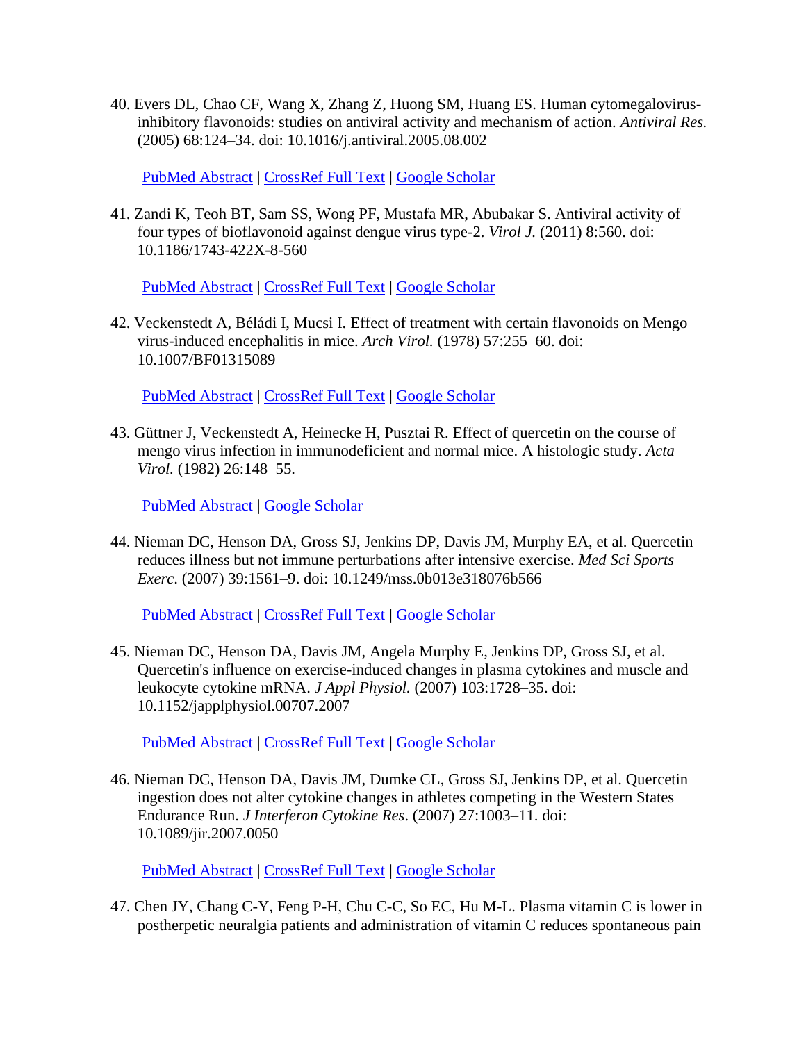40. Evers DL, Chao CF, Wang X, Zhang Z, Huong SM, Huang ES. Human cytomegalovirus-inhibitory flavonoids: studies on antiviral activity and mechanism of action. *Antiviral Res.* (2005) 68:124–34. doi: 10.1016/j.antiviral.2005.08.002

    PubMed Abstract | CrossRef Full Text | Google Scholar

41. Zandi K, Teoh BT, Sam SS, Wong PF, Mustafa MR, Abubakar S. Antiviral activity of four types of bioflavonoid against dengue virus type-2. *Virol J.* (2011) 8:560. doi: 10.1186/1743-422X-8-560

    PubMed Abstract | CrossRef Full Text | Google Scholar

42. Veckenstedt A, Béládi I, Mucsi I. Effect of treatment with certain flavonoids on Mengo virus-induced encephalitis in mice. *Arch Virol.* (1978) 57:255–60. doi: 10.1007/BF01315089

    PubMed Abstract | CrossRef Full Text | Google Scholar

43. Güttner J, Veckenstedt A, Heinecke H, Pusztai R. Effect of quercetin on the course of mengo virus infection in immunodeficient and normal mice. A histologic study. *Acta Virol.* (1982) 26:148–55.

    PubMed Abstract | Google Scholar

44. Nieman DC, Henson DA, Gross SJ, Jenkins DP, Davis JM, Murphy EA, et al. Quercetin reduces illness but not immune perturbations after intensive exercise. *Med Sci Sports Exerc*. (2007) 39:1561–9. doi: 10.1249/mss.0b013e318076b566

    PubMed Abstract | CrossRef Full Text | Google Scholar

45. Nieman DC, Henson DA, Davis JM, Angela Murphy E, Jenkins DP, Gross SJ, et al. Quercetin's influence on exercise-induced changes in plasma cytokines and muscle and leukocyte cytokine mRNA. *J Appl Physiol.* (2007) 103:1728–35. doi: 10.1152/japplphysiol.00707.2007

    PubMed Abstract | CrossRef Full Text | Google Scholar

46. Nieman DC, Henson DA, Davis JM, Dumke CL, Gross SJ, Jenkins DP, et al. Quercetin ingestion does not alter cytokine changes in athletes competing in the Western States Endurance Run. *J Interferon Cytokine Res*. (2007) 27:1003–11. doi: 10.1089/jir.2007.0050

    PubMed Abstract | CrossRef Full Text | Google Scholar

47. Chen JY, Chang C-Y, Feng P-H, Chu C-C, So EC, Hu M-L. Plasma vitamin C is lower in postherpetic neuralgia patients and administration of vitamin C reduces spontaneous pain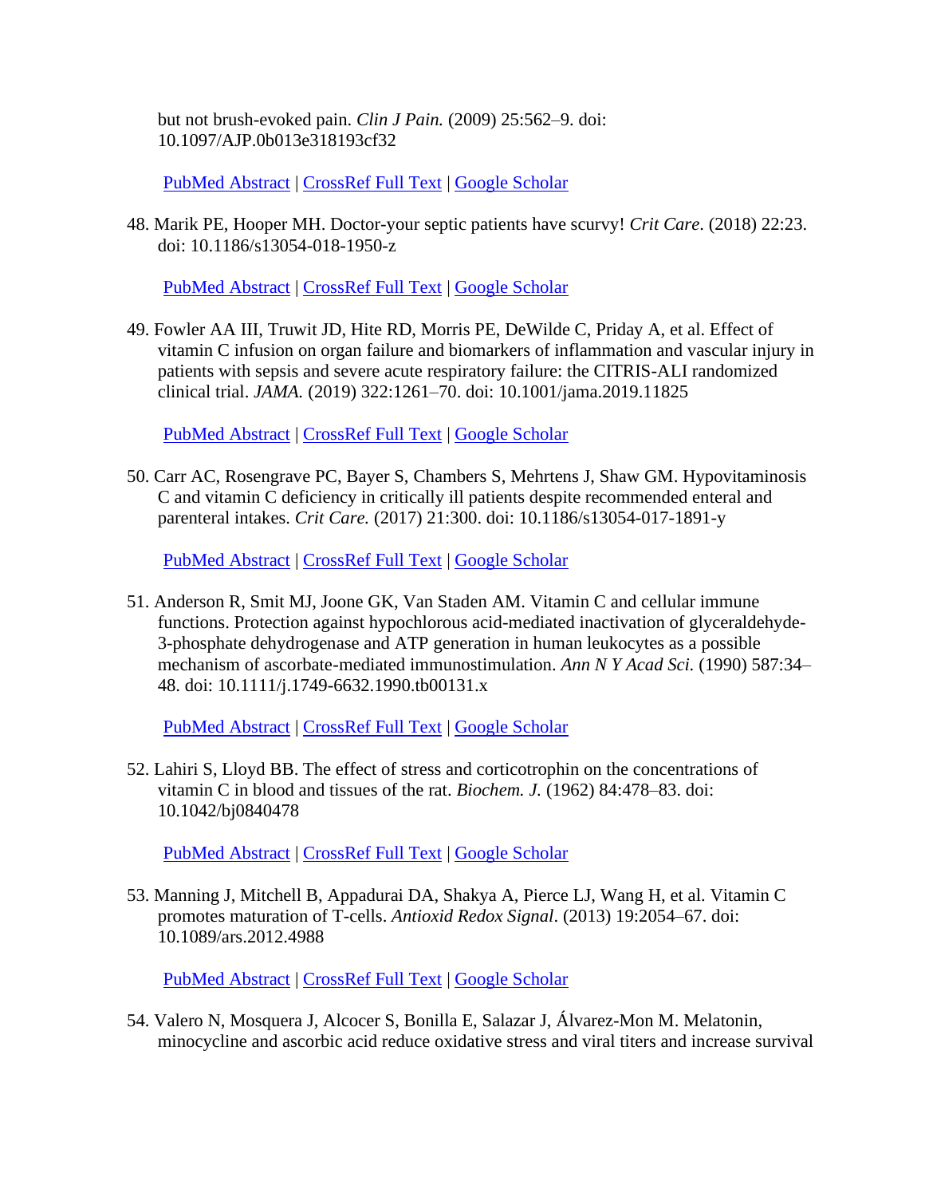but not brush-evoked pain. *Clin J Pain.* (2009) 25:562–9. doi: 10.1097/AJP.0b013e318193cf32

PubMed Abstract | CrossRef Full Text | Google Scholar

48. Marik PE, Hooper MH. Doctor-your septic patients have scurvy! *Crit Care*. (2018) 22:23. doi: 10.1186/s13054-018-1950-z

PubMed Abstract | CrossRef Full Text | Google Scholar

49. Fowler AA III, Truwit JD, Hite RD, Morris PE, DeWilde C, Priday A, et al. Effect of vitamin C infusion on organ failure and biomarkers of inflammation and vascular injury in patients with sepsis and severe acute respiratory failure: the CITRIS-ALI randomized clinical trial. *JAMA.* (2019) 322:1261–70. doi: 10.1001/jama.2019.11825

PubMed Abstract | CrossRef Full Text | Google Scholar

50. Carr AC, Rosengrave PC, Bayer S, Chambers S, Mehrtens J, Shaw GM. Hypovitaminosis C and vitamin C deficiency in critically ill patients despite recommended enteral and parenteral intakes. *Crit Care.* (2017) 21:300. doi: 10.1186/s13054-017-1891-y

PubMed Abstract | CrossRef Full Text | Google Scholar

51. Anderson R, Smit MJ, Joone GK, Van Staden AM. Vitamin C and cellular immune functions. Protection against hypochlorous acid-mediated inactivation of glyceraldehyde-3-phosphate dehydrogenase and ATP generation in human leukocytes as a possible mechanism of ascorbate-mediated immunostimulation. *Ann N Y Acad Sci.* (1990) 587:34–48. doi: 10.1111/j.1749-6632.1990.tb00131.x

PubMed Abstract | CrossRef Full Text | Google Scholar

52. Lahiri S, Lloyd BB. The effect of stress and corticotrophin on the concentrations of vitamin C in blood and tissues of the rat. *Biochem. J.* (1962) 84:478–83. doi: 10.1042/bj0840478

PubMed Abstract | CrossRef Full Text | Google Scholar

53. Manning J, Mitchell B, Appadurai DA, Shakya A, Pierce LJ, Wang H, et al. Vitamin C promotes maturation of T-cells. *Antioxid Redox Signal*. (2013) 19:2054–67. doi: 10.1089/ars.2012.4988

PubMed Abstract | CrossRef Full Text | Google Scholar

54. Valero N, Mosquera J, Alcocer S, Bonilla E, Salazar J, Álvarez-Mon M. Melatonin, minocycline and ascorbic acid reduce oxidative stress and viral titers and increase survival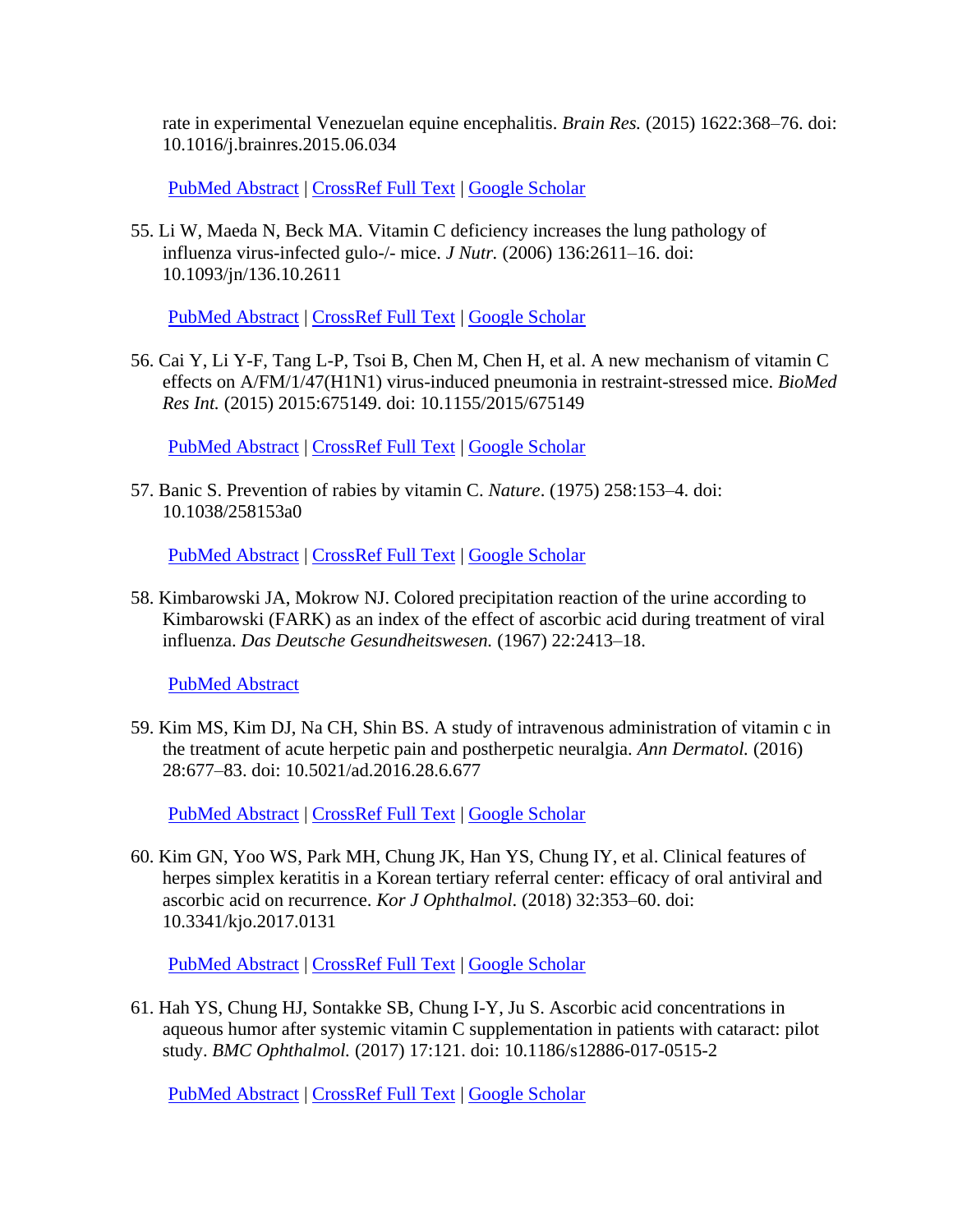rate in experimental Venezuelan equine encephalitis. *Brain Res.* (2015) 1622:368–76. doi: 10.1016/j.brainres.2015.06.034

PubMed Abstract | CrossRef Full Text | Google Scholar

55. Li W, Maeda N, Beck MA. Vitamin C deficiency increases the lung pathology of influenza virus-infected gulo-/- mice. *J Nutr.* (2006) 136:2611–16. doi: 10.1093/jn/136.10.2611

PubMed Abstract | CrossRef Full Text | Google Scholar

56. Cai Y, Li Y-F, Tang L-P, Tsoi B, Chen M, Chen H, et al. A new mechanism of vitamin C effects on A/FM/1/47(H1N1) virus-induced pneumonia in restraint-stressed mice. *BioMed Res Int.* (2015) 2015:675149. doi: 10.1155/2015/675149

PubMed Abstract | CrossRef Full Text | Google Scholar

57. Banic S. Prevention of rabies by vitamin C. *Nature*. (1975) 258:153–4. doi: 10.1038/258153a0

PubMed Abstract | CrossRef Full Text | Google Scholar

58. Kimbarowski JA, Mokrow NJ. Colored precipitation reaction of the urine according to Kimbarowski (FARK) as an index of the effect of ascorbic acid during treatment of viral influenza. *Das Deutsche Gesundheitswesen.* (1967) 22:2413–18.

PubMed Abstract

59. Kim MS, Kim DJ, Na CH, Shin BS. A study of intravenous administration of vitamin c in the treatment of acute herpetic pain and postherpetic neuralgia. *Ann Dermatol.* (2016) 28:677–83. doi: 10.5021/ad.2016.28.6.677

PubMed Abstract | CrossRef Full Text | Google Scholar

60. Kim GN, Yoo WS, Park MH, Chung JK, Han YS, Chung IY, et al. Clinical features of herpes simplex keratitis in a Korean tertiary referral center: efficacy of oral antiviral and ascorbic acid on recurrence. *Kor J Ophthalmol.* (2018) 32:353–60. doi: 10.3341/kjo.2017.0131

PubMed Abstract | CrossRef Full Text | Google Scholar

61. Hah YS, Chung HJ, Sontakke SB, Chung I-Y, Ju S. Ascorbic acid concentrations in aqueous humor after systemic vitamin C supplementation in patients with cataract: pilot study. *BMC Ophthalmol.* (2017) 17:121. doi: 10.1186/s12886-017-0515-2

PubMed Abstract | CrossRef Full Text | Google Scholar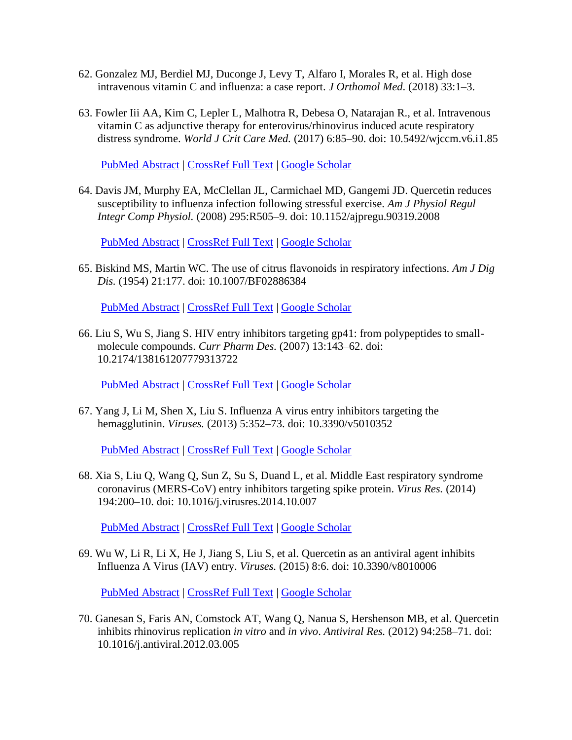62. Gonzalez MJ, Berdiel MJ, Duconge J, Levy T, Alfaro I, Morales R, et al. High dose intravenous vitamin C and influenza: a case report. *J Orthomol Med.* (2018) 33:1–3.

63. Fowler Iii AA, Kim C, Lepler L, Malhotra R, Debesa O, Natarajan R., et al. Intravenous vitamin C as adjunctive therapy for enterovirus/rhinovirus induced acute respiratory distress syndrome. *World J Crit Care Med.* (2017) 6:85–90. doi: 10.5492/wjccm.v6.i1.85

    PubMed Abstract | CrossRef Full Text | Google Scholar

64. Davis JM, Murphy EA, McClellan JL, Carmichael MD, Gangemi JD. Quercetin reduces susceptibility to influenza infection following stressful exercise. *Am J Physiol Regul Integr Comp Physiol.* (2008) 295:R505–9. doi: 10.1152/ajpregu.90319.2008

    PubMed Abstract | CrossRef Full Text | Google Scholar

65. Biskind MS, Martin WC. The use of citrus flavonoids in respiratory infections. *Am J Dig Dis.* (1954) 21:177. doi: 10.1007/BF02886384

    PubMed Abstract | CrossRef Full Text | Google Scholar

66. Liu S, Wu S, Jiang S. HIV entry inhibitors targeting gp41: from polypeptides to small-molecule compounds. *Curr Pharm Des.* (2007) 13:143–62. doi: 10.2174/138161207779313722

    PubMed Abstract | CrossRef Full Text | Google Scholar

67. Yang J, Li M, Shen X, Liu S. Influenza A virus entry inhibitors targeting the hemagglutinin. *Viruses.* (2013) 5:352–73. doi: 10.3390/v5010352

    PubMed Abstract | CrossRef Full Text | Google Scholar

68. Xia S, Liu Q, Wang Q, Sun Z, Su S, Duand L, et al. Middle East respiratory syndrome coronavirus (MERS-CoV) entry inhibitors targeting spike protein. *Virus Res.* (2014) 194:200–10. doi: 10.1016/j.virusres.2014.10.007

    PubMed Abstract | CrossRef Full Text | Google Scholar

69. Wu W, Li R, Li X, He J, Jiang S, Liu S, et al. Quercetin as an antiviral agent inhibits Influenza A Virus (IAV) entry. *Viruses.* (2015) 8:6. doi: 10.3390/v8010006

    PubMed Abstract | CrossRef Full Text | Google Scholar

70. Ganesan S, Faris AN, Comstock AT, Wang Q, Nanua S, Hershenson MB, et al. Quercetin inhibits rhinovirus replication *in vitro* and *in vivo*. *Antiviral Res.* (2012) 94:258–71. doi: 10.1016/j.antiviral.2012.03.005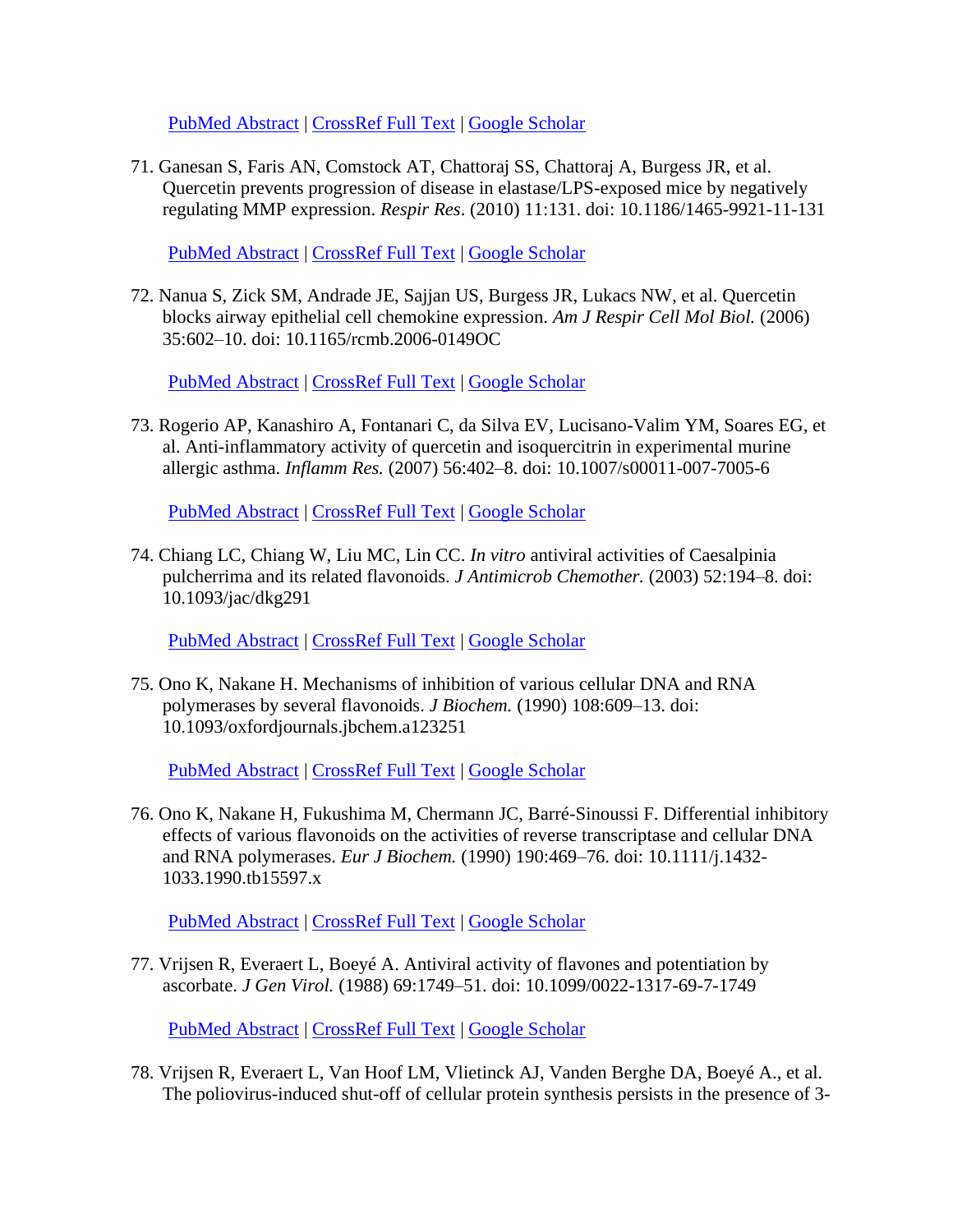PubMed Abstract | CrossRef Full Text | Google Scholar

71. Ganesan S, Faris AN, Comstock AT, Chattoraj SS, Chattoraj A, Burgess JR, et al. Quercetin prevents progression of disease in elastase/LPS-exposed mice by negatively regulating MMP expression. *Respir Res*. (2010) 11:131. doi: 10.1186/1465-9921-11-131

    PubMed Abstract | CrossRef Full Text | Google Scholar

72. Nanua S, Zick SM, Andrade JE, Sajjan US, Burgess JR, Lukacs NW, et al. Quercetin blocks airway epithelial cell chemokine expression. *Am J Respir Cell Mol Biol.* (2006) 35:602–10. doi: 10.1165/rcmb.2006-0149OC

    PubMed Abstract | CrossRef Full Text | Google Scholar

73. Rogerio AP, Kanashiro A, Fontanari C, da Silva EV, Lucisano-Valim YM, Soares EG, et al. Anti-inflammatory activity of quercetin and isoquercitrin in experimental murine allergic asthma. *Inflamm Res.* (2007) 56:402–8. doi: 10.1007/s00011-007-7005-6

    PubMed Abstract | CrossRef Full Text | Google Scholar

74. Chiang LC, Chiang W, Liu MC, Lin CC. *In vitro* antiviral activities of Caesalpinia pulcherrima and its related flavonoids. *J Antimicrob Chemother.* (2003) 52:194–8. doi: 10.1093/jac/dkg291

    PubMed Abstract | CrossRef Full Text | Google Scholar

75. Ono K, Nakane H. Mechanisms of inhibition of various cellular DNA and RNA polymerases by several flavonoids. *J Biochem.* (1990) 108:609–13. doi: 10.1093/oxfordjournals.jbchem.a123251

    PubMed Abstract | CrossRef Full Text | Google Scholar

76. Ono K, Nakane H, Fukushima M, Chermann JC, Barré-Sinoussi F. Differential inhibitory effects of various flavonoids on the activities of reverse transcriptase and cellular DNA and RNA polymerases. *Eur J Biochem.* (1990) 190:469–76. doi: 10.1111/j.1432-1033.1990.tb15597.x

    PubMed Abstract | CrossRef Full Text | Google Scholar

77. Vrijsen R, Everaert L, Boeyé A. Antiviral activity of flavones and potentiation by ascorbate. *J Gen Virol.* (1988) 69:1749–51. doi: 10.1099/0022-1317-69-7-1749

    PubMed Abstract | CrossRef Full Text | Google Scholar

78. Vrijsen R, Everaert L, Van Hoof LM, Vlietinck AJ, Vanden Berghe DA, Boeyé A., et al. The poliovirus-induced shut-off of cellular protein synthesis persists in the presence of 3-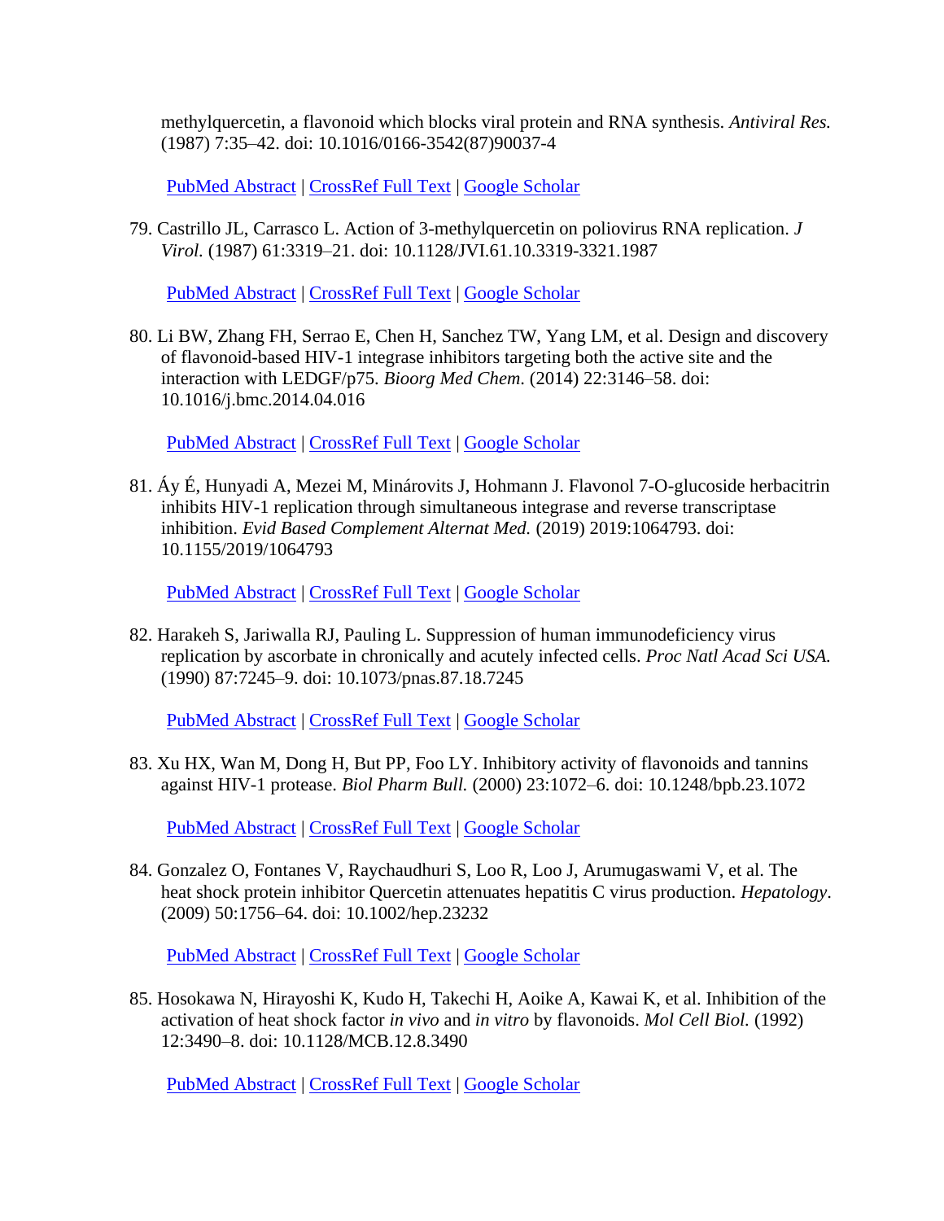methylquercetin, a flavonoid which blocks viral protein and RNA synthesis. *Antiviral Res.* (1987) 7:35–42. doi: 10.1016/0166-3542(87)90037-4

PubMed Abstract | CrossRef Full Text | Google Scholar

79. Castrillo JL, Carrasco L. Action of 3-methylquercetin on poliovirus RNA replication. *J Virol.* (1987) 61:3319–21. doi: 10.1128/JVI.61.10.3319-3321.1987

PubMed Abstract | CrossRef Full Text | Google Scholar

80. Li BW, Zhang FH, Serrao E, Chen H, Sanchez TW, Yang LM, et al. Design and discovery of flavonoid-based HIV-1 integrase inhibitors targeting both the active site and the interaction with LEDGF/p75. *Bioorg Med Chem*. (2014) 22:3146–58. doi: 10.1016/j.bmc.2014.04.016

PubMed Abstract | CrossRef Full Text | Google Scholar

81. Áy É, Hunyadi A, Mezei M, Minárovits J, Hohmann J. Flavonol 7-O-glucoside herbacitrin inhibits HIV-1 replication through simultaneous integrase and reverse transcriptase inhibition. *Evid Based Complement Alternat Med.* (2019) 2019:1064793. doi: 10.1155/2019/1064793

PubMed Abstract | CrossRef Full Text | Google Scholar

82. Harakeh S, Jariwalla RJ, Pauling L. Suppression of human immunodeficiency virus replication by ascorbate in chronically and acutely infected cells. *Proc Natl Acad Sci USA.* (1990) 87:7245–9. doi: 10.1073/pnas.87.18.7245

PubMed Abstract | CrossRef Full Text | Google Scholar

83. Xu HX, Wan M, Dong H, But PP, Foo LY. Inhibitory activity of flavonoids and tannins against HIV-1 protease. *Biol Pharm Bull.* (2000) 23:1072–6. doi: 10.1248/bpb.23.1072

PubMed Abstract | CrossRef Full Text | Google Scholar

84. Gonzalez O, Fontanes V, Raychaudhuri S, Loo R, Loo J, Arumugaswami V, et al. The heat shock protein inhibitor Quercetin attenuates hepatitis C virus production. *Hepatology*. (2009) 50:1756–64. doi: 10.1002/hep.23232

PubMed Abstract | CrossRef Full Text | Google Scholar

85. Hosokawa N, Hirayoshi K, Kudo H, Takechi H, Aoike A, Kawai K, et al. Inhibition of the activation of heat shock factor *in vivo* and *in vitro* by flavonoids. *Mol Cell Biol.* (1992) 12:3490–8. doi: 10.1128/MCB.12.8.3490

PubMed Abstract | CrossRef Full Text | Google Scholar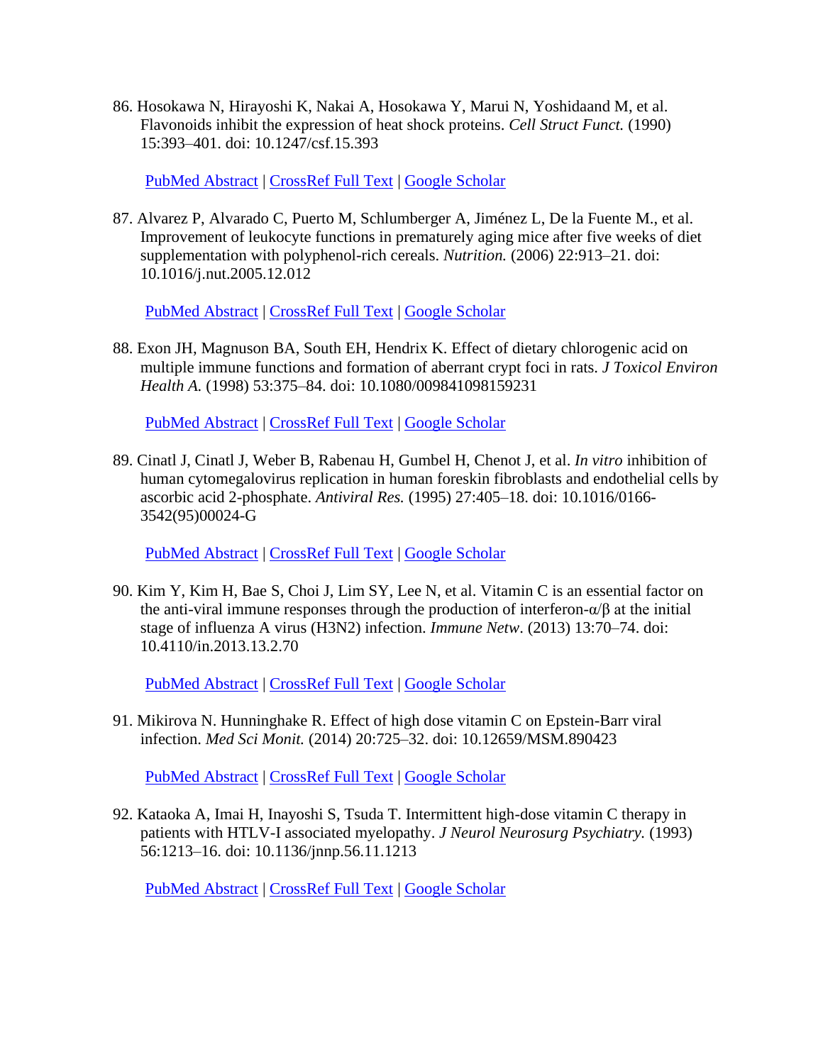86. Hosokawa N, Hirayoshi K, Nakai A, Hosokawa Y, Marui N, Yoshidaand M, et al. Flavonoids inhibit the expression of heat shock proteins. *Cell Struct Funct.* (1990) 15:393–401. doi: 10.1247/csf.15.393

PubMed Abstract | CrossRef Full Text | Google Scholar

87. Alvarez P, Alvarado C, Puerto M, Schlumberger A, Jiménez L, De la Fuente M., et al. Improvement of leukocyte functions in prematurely aging mice after five weeks of diet supplementation with polyphenol-rich cereals. *Nutrition.* (2006) 22:913–21. doi: 10.1016/j.nut.2005.12.012

PubMed Abstract | CrossRef Full Text | Google Scholar

88. Exon JH, Magnuson BA, South EH, Hendrix K. Effect of dietary chlorogenic acid on multiple immune functions and formation of aberrant crypt foci in rats. *J Toxicol Environ Health A.* (1998) 53:375–84. doi: 10.1080/009841098159231

PubMed Abstract | CrossRef Full Text | Google Scholar

89. Cinatl J, Cinatl J, Weber B, Rabenau H, Gumbel H, Chenot J, et al. *In vitro* inhibition of human cytomegalovirus replication in human foreskin fibroblasts and endothelial cells by ascorbic acid 2-phosphate. *Antiviral Res.* (1995) 27:405–18. doi: 10.1016/0166-3542(95)00024-G

PubMed Abstract | CrossRef Full Text | Google Scholar

90. Kim Y, Kim H, Bae S, Choi J, Lim SY, Lee N, et al. Vitamin C is an essential factor on the anti-viral immune responses through the production of interferon-α/β at the initial stage of influenza A virus (H3N2) infection. *Immune Netw*. (2013) 13:70–74. doi: 10.4110/in.2013.13.2.70

PubMed Abstract | CrossRef Full Text | Google Scholar

91. Mikirova N. Hunninghake R. Effect of high dose vitamin C on Epstein-Barr viral infection. *Med Sci Monit.* (2014) 20:725–32. doi: 10.12659/MSM.890423

PubMed Abstract | CrossRef Full Text | Google Scholar

92. Kataoka A, Imai H, Inayoshi S, Tsuda T. Intermittent high-dose vitamin C therapy in patients with HTLV-I associated myelopathy. *J Neurol Neurosurg Psychiatry.* (1993) 56:1213–16. doi: 10.1136/jnnp.56.11.1213

PubMed Abstract | CrossRef Full Text | Google Scholar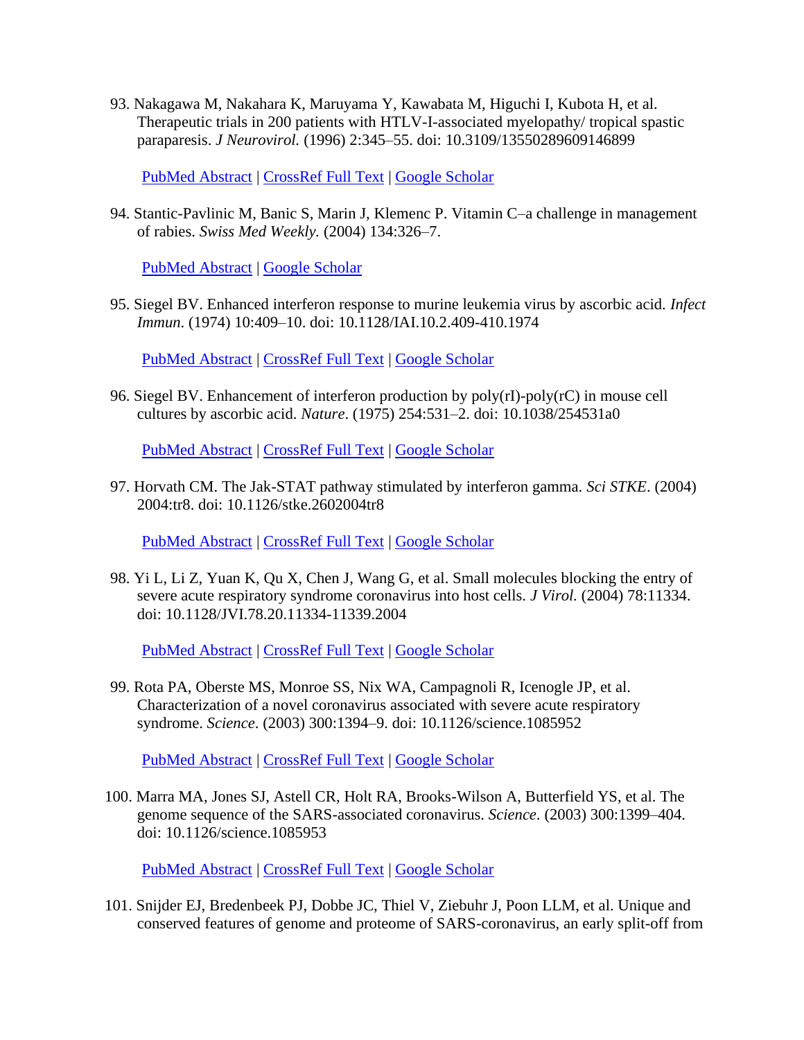93. Nakagawa M, Nakahara K, Maruyama Y, Kawabata M, Higuchi I, Kubota H, et al. Therapeutic trials in 200 patients with HTLV-I-associated myelopathy/ tropical spastic paraparesis. *J Neurovirol.* (1996) 2:345–55. doi: 10.3109/13550289609146899

    PubMed Abstract | CrossRef Full Text | Google Scholar

94. Stantic-Pavlinic M, Banic S, Marin J, Klemenc P. Vitamin C–a challenge in management of rabies. *Swiss Med Weekly.* (2004) 134:326–7.

    PubMed Abstract | Google Scholar

95. Siegel BV. Enhanced interferon response to murine leukemia virus by ascorbic acid. *Infect Immun.* (1974) 10:409–10. doi: 10.1128/IAI.10.2.409-410.1974

    PubMed Abstract | CrossRef Full Text | Google Scholar

96. Siegel BV. Enhancement of interferon production by poly(rI)-poly(rC) in mouse cell cultures by ascorbic acid. *Nature.* (1975) 254:531–2. doi: 10.1038/254531a0

    PubMed Abstract | CrossRef Full Text | Google Scholar

97. Horvath CM. The Jak-STAT pathway stimulated by interferon gamma. *Sci STKE.* (2004) 2004:tr8. doi: 10.1126/stke.2602004tr8

    PubMed Abstract | CrossRef Full Text | Google Scholar

98. Yi L, Li Z, Yuan K, Qu X, Chen J, Wang G, et al. Small molecules blocking the entry of severe acute respiratory syndrome coronavirus into host cells. *J Virol.* (2004) 78:11334. doi: 10.1128/JVI.78.20.11334-11339.2004

    PubMed Abstract | CrossRef Full Text | Google Scholar

99. Rota PA, Oberste MS, Monroe SS, Nix WA, Campagnoli R, Icenogle JP, et al. Characterization of a novel coronavirus associated with severe acute respiratory syndrome. *Science.* (2003) 300:1394–9. doi: 10.1126/science.1085952

    PubMed Abstract | CrossRef Full Text | Google Scholar

100. Marra MA, Jones SJ, Astell CR, Holt RA, Brooks-Wilson A, Butterfield YS, et al. The genome sequence of the SARS-associated coronavirus. *Science.* (2003) 300:1399–404. doi: 10.1126/science.1085953

    PubMed Abstract | CrossRef Full Text | Google Scholar

101. Snijder EJ, Bredenbeek PJ, Dobbe JC, Thiel V, Ziebuhr J, Poon LLM, et al. Unique and conserved features of genome and proteome of SARS-coronavirus, an early split-off from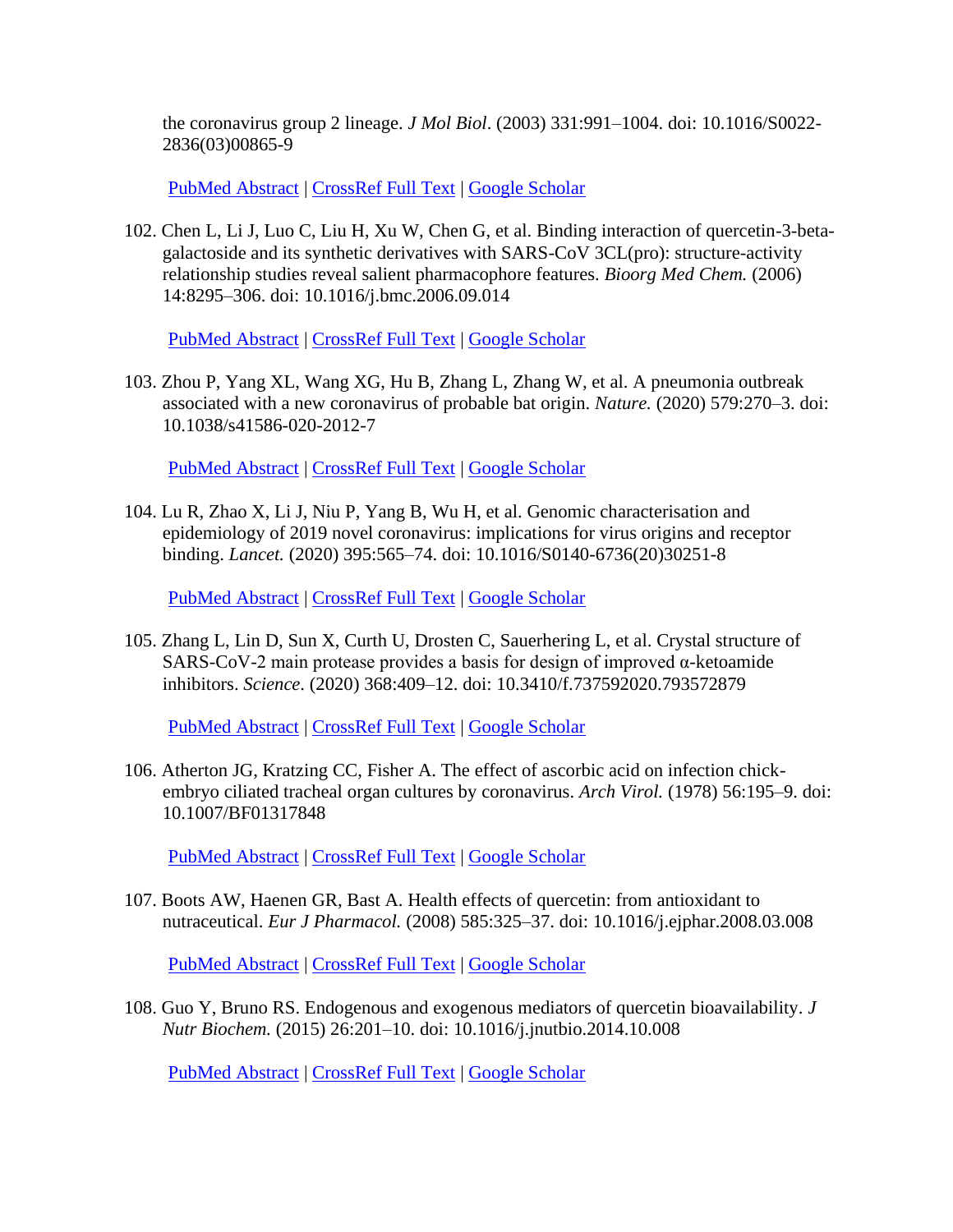the coronavirus group 2 lineage. *J Mol Biol*. (2003) 331:991–1004. doi: 10.1016/S0022-2836(03)00865-9

PubMed Abstract | CrossRef Full Text | Google Scholar

102. Chen L, Li J, Luo C, Liu H, Xu W, Chen G, et al. Binding interaction of quercetin-3-beta-galactoside and its synthetic derivatives with SARS-CoV 3CL(pro): structure-activity relationship studies reveal salient pharmacophore features. *Bioorg Med Chem.* (2006) 14:8295–306. doi: 10.1016/j.bmc.2006.09.014

    PubMed Abstract | CrossRef Full Text | Google Scholar

103. Zhou P, Yang XL, Wang XG, Hu B, Zhang L, Zhang W, et al. A pneumonia outbreak associated with a new coronavirus of probable bat origin. *Nature.* (2020) 579:270–3. doi: 10.1038/s41586-020-2012-7

    PubMed Abstract | CrossRef Full Text | Google Scholar

104. Lu R, Zhao X, Li J, Niu P, Yang B, Wu H, et al. Genomic characterisation and epidemiology of 2019 novel coronavirus: implications for virus origins and receptor binding. *Lancet.* (2020) 395:565–74. doi: 10.1016/S0140-6736(20)30251-8

    PubMed Abstract | CrossRef Full Text | Google Scholar

105. Zhang L, Lin D, Sun X, Curth U, Drosten C, Sauerhering L, et al. Crystal structure of SARS-CoV-2 main protease provides a basis for design of improved α-ketoamide inhibitors. *Science*. (2020) 368:409–12. doi: 10.3410/f.737592020.793572879

    PubMed Abstract | CrossRef Full Text | Google Scholar

106. Atherton JG, Kratzing CC, Fisher A. The effect of ascorbic acid on infection chick-embryo ciliated tracheal organ cultures by coronavirus. *Arch Virol.* (1978) 56:195–9. doi: 10.1007/BF01317848

    PubMed Abstract | CrossRef Full Text | Google Scholar

107. Boots AW, Haenen GR, Bast A. Health effects of quercetin: from antioxidant to nutraceutical. *Eur J Pharmacol.* (2008) 585:325–37. doi: 10.1016/j.ejphar.2008.03.008

    PubMed Abstract | CrossRef Full Text | Google Scholar

108. Guo Y, Bruno RS. Endogenous and exogenous mediators of quercetin bioavailability. *J Nutr Biochem.* (2015) 26:201–10. doi: 10.1016/j.jnutbio.2014.10.008

    PubMed Abstract | CrossRef Full Text | Google Scholar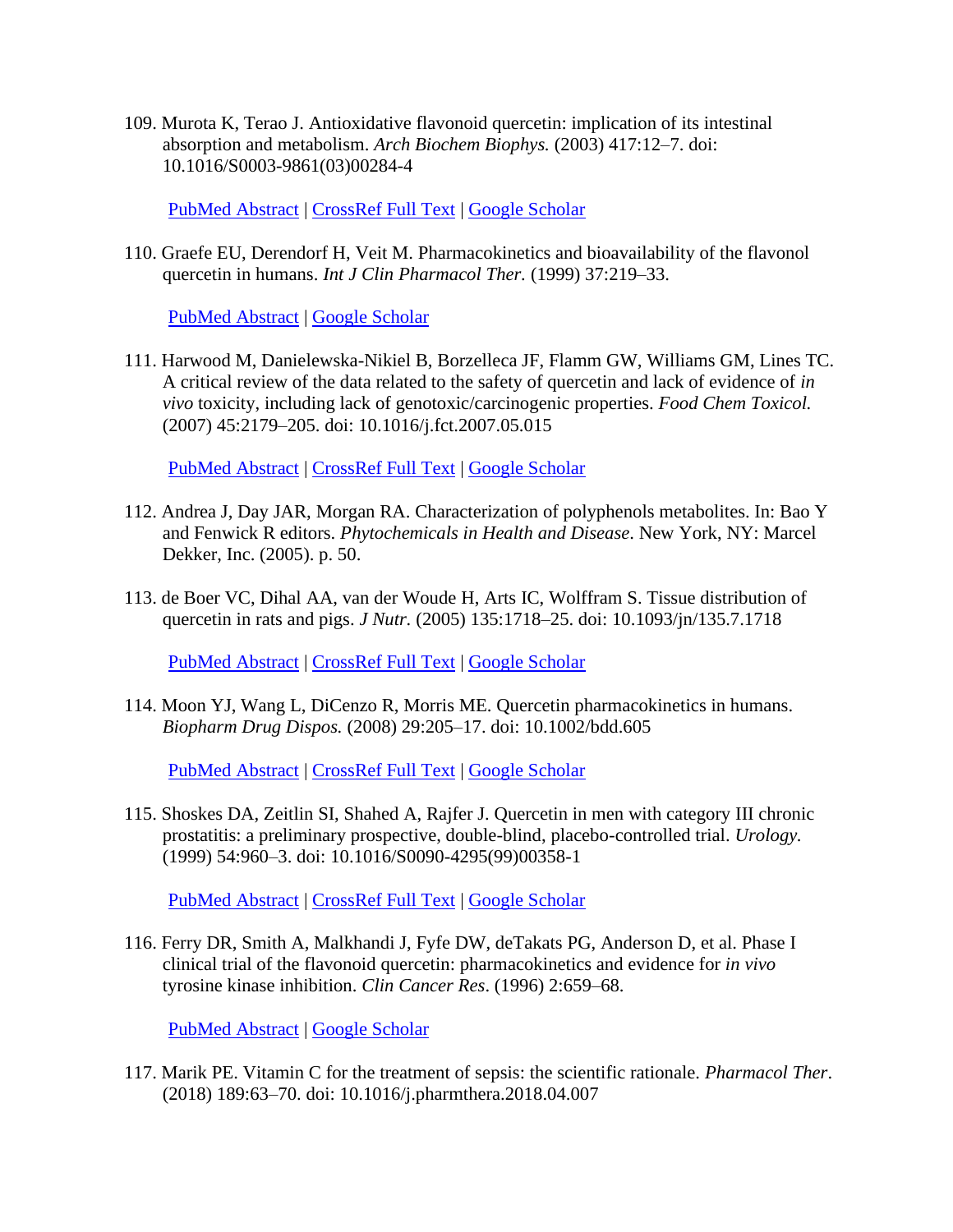109. Murota K, Terao J. Antioxidative flavonoid quercetin: implication of its intestinal absorption and metabolism. *Arch Biochem Biophys.* (2003) 417:12–7. doi: 10.1016/S0003-9861(03)00284-4

 PubMed Abstract | CrossRef Full Text | Google Scholar

110. Graefe EU, Derendorf H, Veit M. Pharmacokinetics and bioavailability of the flavonol quercetin in humans. *Int J Clin Pharmacol Ther.* (1999) 37:219–33.

 PubMed Abstract | Google Scholar

111. Harwood M, Danielewska-Nikiel B, Borzelleca JF, Flamm GW, Williams GM, Lines TC. A critical review of the data related to the safety of quercetin and lack of evidence of *in vivo* toxicity, including lack of genotoxic/carcinogenic properties. *Food Chem Toxicol.* (2007) 45:2179–205. doi: 10.1016/j.fct.2007.05.015

 PubMed Abstract | CrossRef Full Text | Google Scholar

112. Andrea J, Day JAR, Morgan RA. Characterization of polyphenols metabolites. In: Bao Y and Fenwick R editors. *Phytochemicals in Health and Disease*. New York, NY: Marcel Dekker, Inc. (2005). p. 50.

113. de Boer VC, Dihal AA, van der Woude H, Arts IC, Wolffram S. Tissue distribution of quercetin in rats and pigs. *J Nutr.* (2005) 135:1718–25. doi: 10.1093/jn/135.7.1718

 PubMed Abstract | CrossRef Full Text | Google Scholar

114. Moon YJ, Wang L, DiCenzo R, Morris ME. Quercetin pharmacokinetics in humans. *Biopharm Drug Dispos.* (2008) 29:205–17. doi: 10.1002/bdd.605

 PubMed Abstract | CrossRef Full Text | Google Scholar

115. Shoskes DA, Zeitlin SI, Shahed A, Rajfer J. Quercetin in men with category III chronic prostatitis: a preliminary prospective, double-blind, placebo-controlled trial. *Urology.* (1999) 54:960–3. doi: 10.1016/S0090-4295(99)00358-1

 PubMed Abstract | CrossRef Full Text | Google Scholar

116. Ferry DR, Smith A, Malkhandi J, Fyfe DW, deTakats PG, Anderson D, et al. Phase I clinical trial of the flavonoid quercetin: pharmacokinetics and evidence for *in vivo* tyrosine kinase inhibition. *Clin Cancer Res*. (1996) 2:659–68.

 PubMed Abstract | Google Scholar

117. Marik PE. Vitamin C for the treatment of sepsis: the scientific rationale. *Pharmacol Ther*. (2018) 189:63–70. doi: 10.1016/j.pharmthera.2018.04.007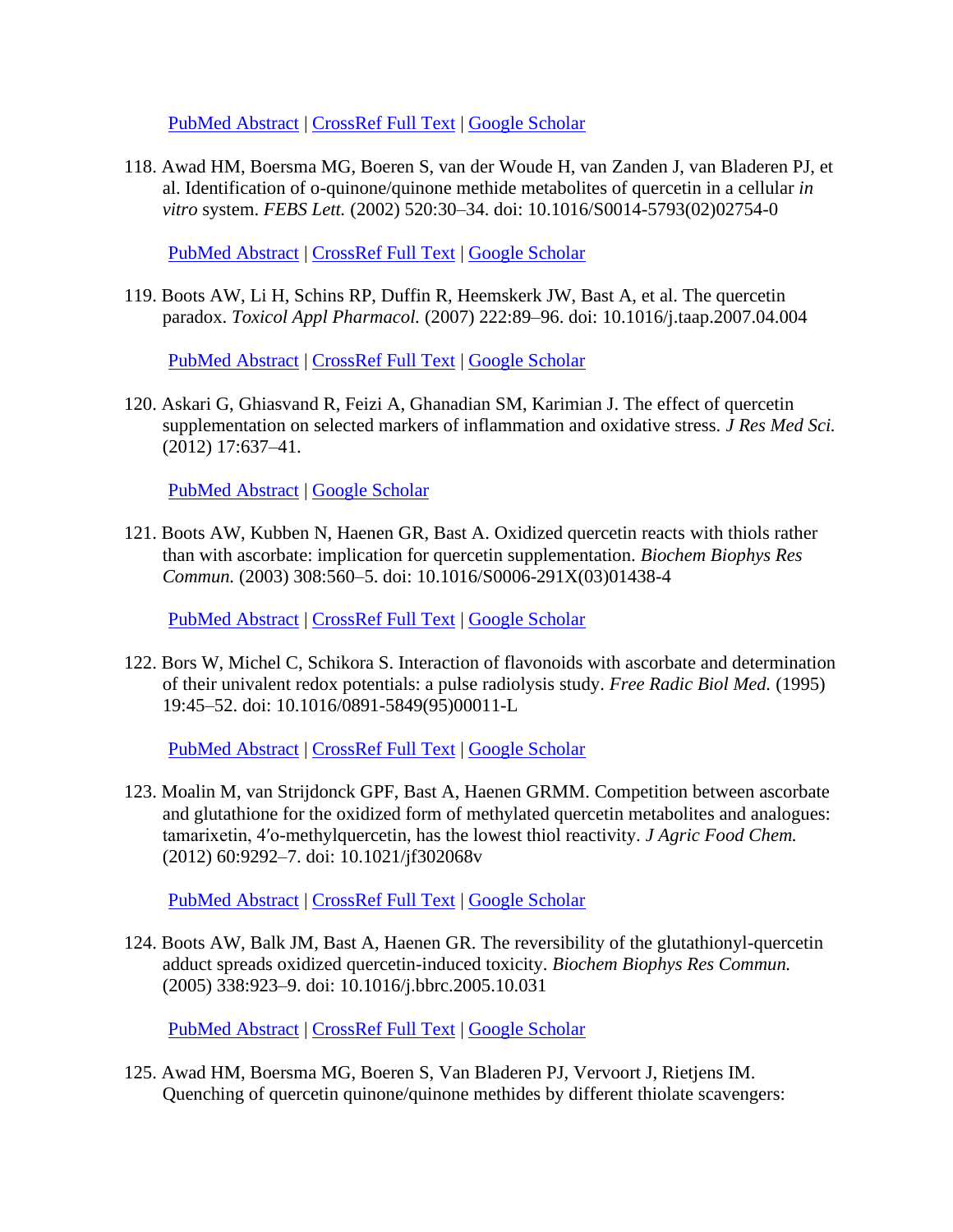PubMed Abstract | CrossRef Full Text | Google Scholar

118. Awad HM, Boersma MG, Boeren S, van der Woude H, van Zanden J, van Bladeren PJ, et al. Identification of o-quinone/quinone methide metabolites of quercetin in a cellular *in vitro* system. *FEBS Lett.* (2002) 520:30–34. doi: 10.1016/S0014-5793(02)02754-0

    PubMed Abstract | CrossRef Full Text | Google Scholar

119. Boots AW, Li H, Schins RP, Duffin R, Heemskerk JW, Bast A, et al. The quercetin paradox. *Toxicol Appl Pharmacol.* (2007) 222:89–96. doi: 10.1016/j.taap.2007.04.004

    PubMed Abstract | CrossRef Full Text | Google Scholar

120. Askari G, Ghiasvand R, Feizi A, Ghanadian SM, Karimian J. The effect of quercetin supplementation on selected markers of inflammation and oxidative stress. *J Res Med Sci.* (2012) 17:637–41.

    PubMed Abstract | Google Scholar

121. Boots AW, Kubben N, Haenen GR, Bast A. Oxidized quercetin reacts with thiols rather than with ascorbate: implication for quercetin supplementation. *Biochem Biophys Res Commun.* (2003) 308:560–5. doi: 10.1016/S0006-291X(03)01438-4

    PubMed Abstract | CrossRef Full Text | Google Scholar

122. Bors W, Michel C, Schikora S. Interaction of flavonoids with ascorbate and determination of their univalent redox potentials: a pulse radiolysis study. *Free Radic Biol Med.* (1995) 19:45–52. doi: 10.1016/0891-5849(95)00011-L

    PubMed Abstract | CrossRef Full Text | Google Scholar

123. Moalin M, van Strijdonck GPF, Bast A, Haenen GRMM. Competition between ascorbate and glutathione for the oxidized form of methylated quercetin metabolites and analogues: tamarixetin, 4′o-methylquercetin, has the lowest thiol reactivity. *J Agric Food Chem.* (2012) 60:9292–7. doi: 10.1021/jf302068v

    PubMed Abstract | CrossRef Full Text | Google Scholar

124. Boots AW, Balk JM, Bast A, Haenen GR. The reversibility of the glutathionyl-quercetin adduct spreads oxidized quercetin-induced toxicity. *Biochem Biophys Res Commun.* (2005) 338:923–9. doi: 10.1016/j.bbrc.2005.10.031

    PubMed Abstract | CrossRef Full Text | Google Scholar

125. Awad HM, Boersma MG, Boeren S, Van Bladeren PJ, Vervoort J, Rietjens IM. Quenching of quercetin quinone/quinone methides by different thiolate scavengers: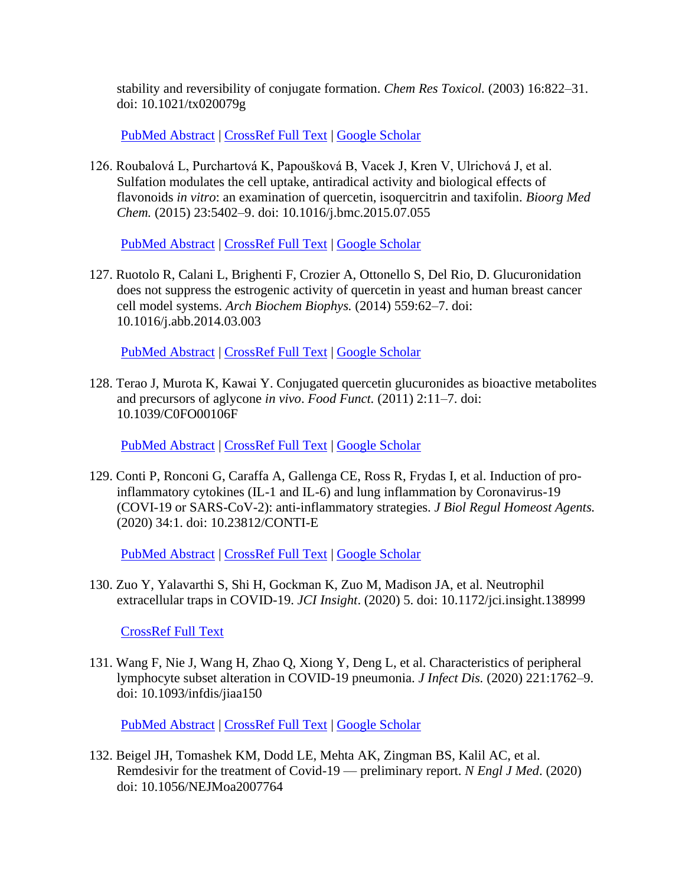stability and reversibility of conjugate formation. *Chem Res Toxicol.* (2003) 16:822–31. doi: 10.1021/tx020079g

PubMed Abstract | CrossRef Full Text | Google Scholar

126. Roubalová L, Purchartová K, Papoušková B, Vacek J, Kren V, Ulrichová J, et al. Sulfation modulates the cell uptake, antiradical activity and biological effects of flavonoids *in vitro*: an examination of quercetin, isoquercitrin and taxifolin. *Bioorg Med Chem.* (2015) 23:5402–9. doi: 10.1016/j.bmc.2015.07.055

    PubMed Abstract | CrossRef Full Text | Google Scholar

127. Ruotolo R, Calani L, Brighenti F, Crozier A, Ottonello S, Del Rio, D. Glucuronidation does not suppress the estrogenic activity of quercetin in yeast and human breast cancer cell model systems. *Arch Biochem Biophys.* (2014) 559:62–7. doi: 10.1016/j.abb.2014.03.003

    PubMed Abstract | CrossRef Full Text | Google Scholar

128. Terao J, Murota K, Kawai Y. Conjugated quercetin glucuronides as bioactive metabolites and precursors of aglycone *in vivo*. *Food Funct.* (2011) 2:11–7. doi: 10.1039/C0FO00106F

    PubMed Abstract | CrossRef Full Text | Google Scholar

129. Conti P, Ronconi G, Caraffa A, Gallenga CE, Ross R, Frydas I, et al. Induction of pro-inflammatory cytokines (IL-1 and IL-6) and lung inflammation by Coronavirus-19 (COVI-19 or SARS-CoV-2): anti-inflammatory strategies. *J Biol Regul Homeost Agents.* (2020) 34:1. doi: 10.23812/CONTI-E

    PubMed Abstract | CrossRef Full Text | Google Scholar

130. Zuo Y, Yalavarthi S, Shi H, Gockman K, Zuo M, Madison JA, et al. Neutrophil extracellular traps in COVID-19. *JCI Insight*. (2020) 5. doi: 10.1172/jci.insight.138999

    CrossRef Full Text

131. Wang F, Nie J, Wang H, Zhao Q, Xiong Y, Deng L, et al. Characteristics of peripheral lymphocyte subset alteration in COVID-19 pneumonia. *J Infect Dis.* (2020) 221:1762–9. doi: 10.1093/infdis/jiaa150

    PubMed Abstract | CrossRef Full Text | Google Scholar

132. Beigel JH, Tomashek KM, Dodd LE, Mehta AK, Zingman BS, Kalil AC, et al. Remdesivir for the treatment of Covid-19 — preliminary report. *N Engl J Med*. (2020) doi: 10.1056/NEJMoa2007764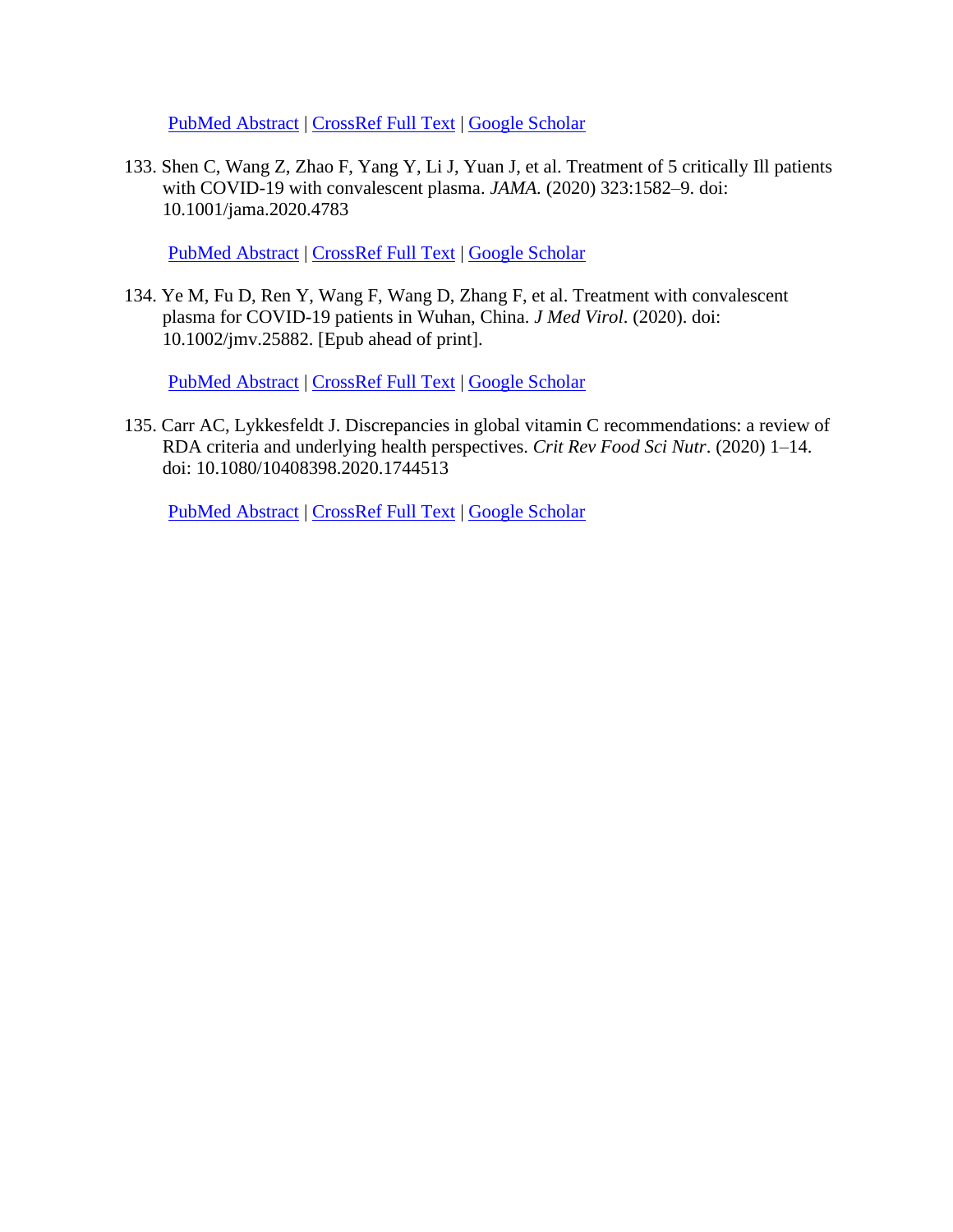PubMed Abstract | CrossRef Full Text | Google Scholar

133. Shen C, Wang Z, Zhao F, Yang Y, Li J, Yuan J, et al. Treatment of 5 critically Ill patients with COVID-19 with convalescent plasma. *JAMA.* (2020) 323:1582–9. doi: 10.1001/jama.2020.4783

     PubMed Abstract | CrossRef Full Text | Google Scholar

134. Ye M, Fu D, Ren Y, Wang F, Wang D, Zhang F, et al. Treatment with convalescent plasma for COVID-19 patients in Wuhan, China. *J Med Virol*. (2020). doi: 10.1002/jmv.25882. [Epub ahead of print].

     PubMed Abstract | CrossRef Full Text | Google Scholar

135. Carr AC, Lykkesfeldt J. Discrepancies in global vitamin C recommendations: a review of RDA criteria and underlying health perspectives. *Crit Rev Food Sci Nutr*. (2020) 1–14. doi: 10.1080/10408398.2020.1744513

     PubMed Abstract | CrossRef Full Text | Google Scholar